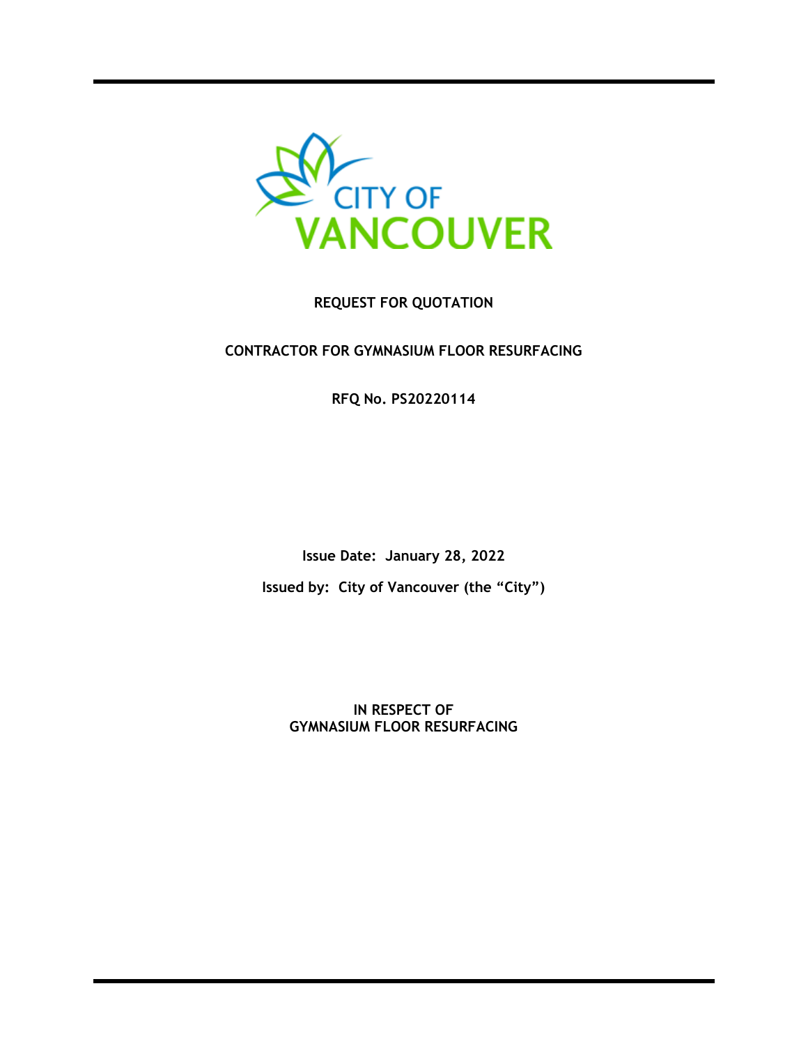CITY OF VANCOUVER

**REQUEST FOR QUOTATION**

**CONTRACTOR FOR GYMNASIUM FLOOR RESURFACING**

**RFQ No. PS20220114**

**Issue Date: January 28, 2022**

**Issued by: City of Vancouver (the "City")**

**IN RESPECT OF**
**GYMNASIUM FLOOR RESURFACING**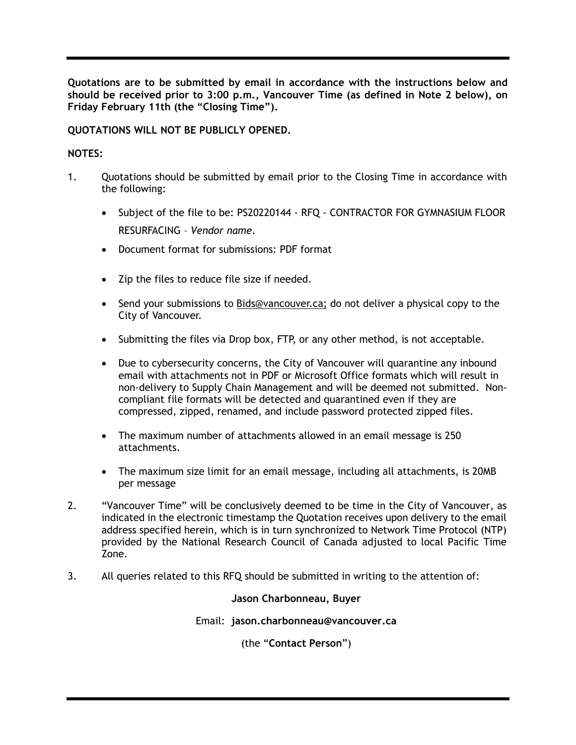**Quotations are to be submitted by email in accordance with the instructions below and should be received prior to 3:00 p.m., Vancouver Time (as defined in Note 2 below), on Friday February 11th (the "Closing Time").**

**QUOTATIONS WILL NOT BE PUBLICLY OPENED.**

**NOTES:**

1. Quotations should be submitted by email prior to the Closing Time in accordance with the following:

   - Subject of the file to be: PS20220144 - RFQ - CONTRACTOR FOR GYMNASIUM FLOOR RESURFACING – *Vendor name*.
   - Document format for submissions: PDF format
   - Zip the files to reduce file size if needed.
   - Send your submissions to Bids@vancouver.ca; do not deliver a physical copy to the City of Vancouver.
   - Submitting the files via Drop box, FTP, or any other method, is not acceptable.
   - Due to cybersecurity concerns, the City of Vancouver will quarantine any inbound email with attachments not in PDF or Microsoft Office formats which will result in non-delivery to Supply Chain Management and will be deemed not submitted. Non-compliant file formats will be detected and quarantined even if they are compressed, zipped, renamed, and include password protected zipped files.
   - The maximum number of attachments allowed in an email message is 250 attachments.
   - The maximum size limit for an email message, including all attachments, is 20MB per message

2. "Vancouver Time" will be conclusively deemed to be time in the City of Vancouver, as indicated in the electronic timestamp the Quotation receives upon delivery to the email address specified herein, which is in turn synchronized to Network Time Protocol (NTP) provided by the National Research Council of Canada adjusted to local Pacific Time Zone.

3. All queries related to this RFQ should be submitted in writing to the attention of:

**Jason Charbonneau, Buyer**

Email: **jason.charbonneau@vancouver.ca**

(the "**Contact Person**")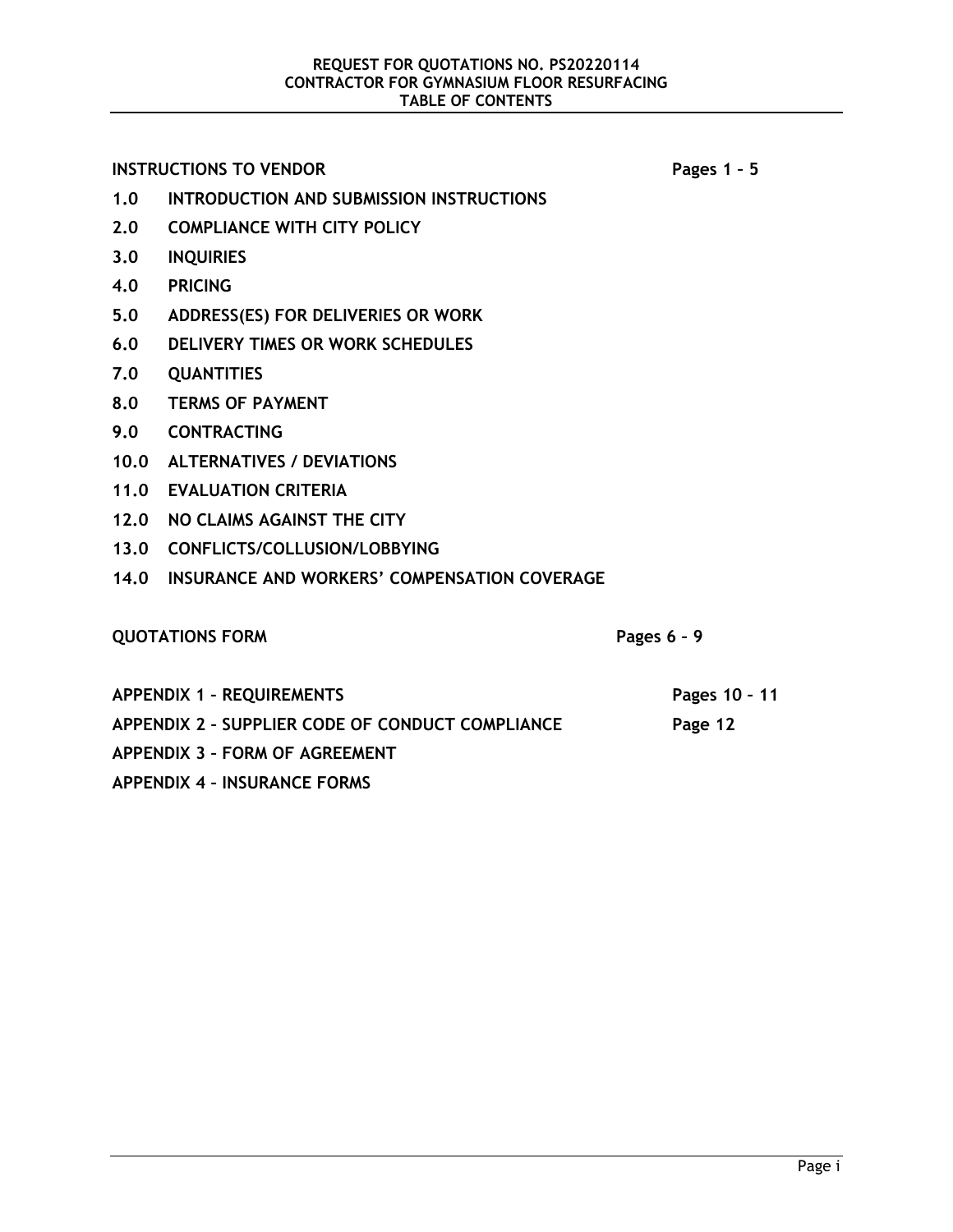**REQUEST FOR QUOTATIONS NO. PS20220114**
**CONTRACTOR FOR GYMNASIUM FLOOR RESURFACING**
**TABLE OF CONTENTS**

| | | |
|---|---|---|
| **INSTRUCTIONS TO VENDOR** | | **Pages 1 – 5** |
| **1.0** | **INTRODUCTION AND SUBMISSION INSTRUCTIONS** | |
| **2.0** | **COMPLIANCE WITH CITY POLICY** | |
| **3.0** | **INQUIRIES** | |
| **4.0** | **PRICING** | |
| **5.0** | **ADDRESS(ES) FOR DELIVERIES OR WORK** | |
| **6.0** | **DELIVERY TIMES OR WORK SCHEDULES** | |
| **7.0** | **QUANTITIES** | |
| **8.0** | **TERMS OF PAYMENT** | |
| **9.0** | **CONTRACTING** | |
| **10.0** | **ALTERNATIVES / DEVIATIONS** | |
| **11.0** | **EVALUATION CRITERIA** | |
| **12.0** | **NO CLAIMS AGAINST THE CITY** | |
| **13.0** | **CONFLICTS/COLLUSION/LOBBYING** | |
| **14.0** | **INSURANCE AND WORKERS' COMPENSATION COVERAGE** | |

| | |
|---|---|
| **QUOTATIONS FORM** | **Pages 6 – 9** |
| **APPENDIX 1 – REQUIREMENTS** | **Pages 10 – 11** |
| **APPENDIX 2 – SUPPLIER CODE OF CONDUCT COMPLIANCE** | **Page 12** |
| **APPENDIX 3 – FORM OF AGREEMENT** | |
| **APPENDIX 4 – INSURANCE FORMS** | |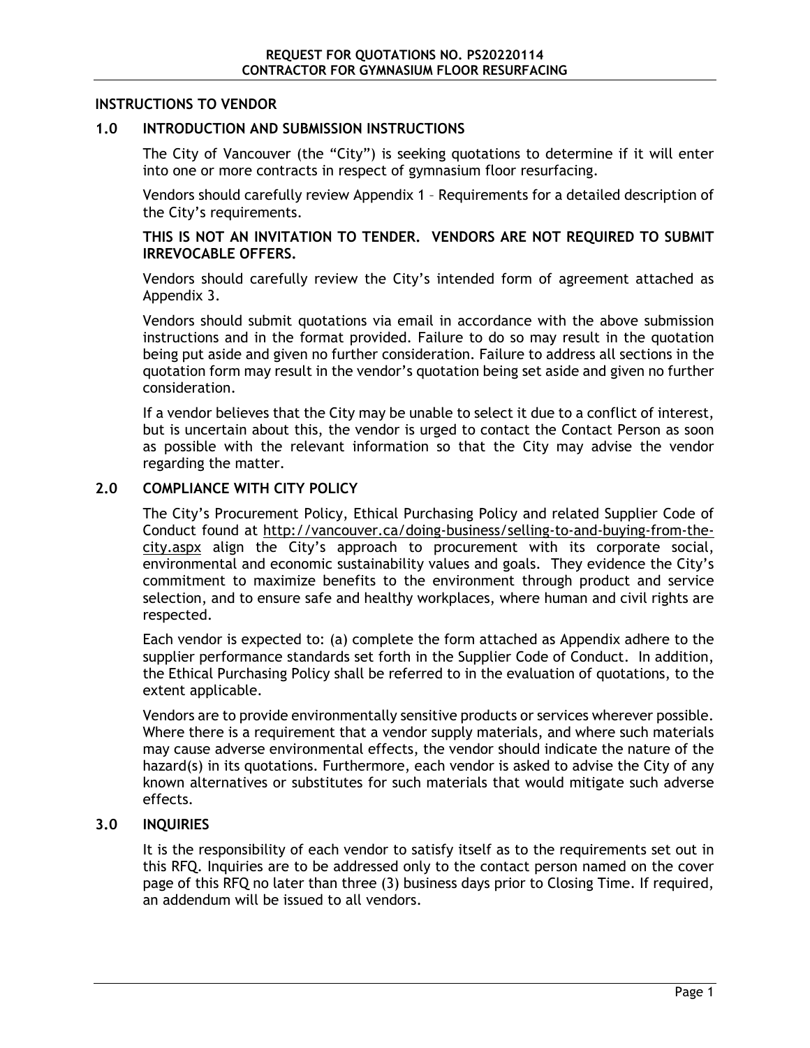## INSTRUCTIONS TO VENDOR

### 1.0 INTRODUCTION AND SUBMISSION INSTRUCTIONS

The City of Vancouver (the "City") is seeking quotations to determine if it will enter into one or more contracts in respect of gymnasium floor resurfacing.

Vendors should carefully review Appendix 1 – Requirements for a detailed description of the City's requirements.

**THIS IS NOT AN INVITATION TO TENDER. VENDORS ARE NOT REQUIRED TO SUBMIT IRREVOCABLE OFFERS.**

Vendors should carefully review the City's intended form of agreement attached as Appendix 3.

Vendors should submit quotations via email in accordance with the above submission instructions and in the format provided. Failure to do so may result in the quotation being put aside and given no further consideration. Failure to address all sections in the quotation form may result in the vendor's quotation being set aside and given no further consideration.

If a vendor believes that the City may be unable to select it due to a conflict of interest, but is uncertain about this, the vendor is urged to contact the Contact Person as soon as possible with the relevant information so that the City may advise the vendor regarding the matter.

### 2.0 COMPLIANCE WITH CITY POLICY

The City's Procurement Policy, Ethical Purchasing Policy and related Supplier Code of Conduct found at http://vancouver.ca/doing-business/selling-to-and-buying-from-the-city.aspx align the City's approach to procurement with its corporate social, environmental and economic sustainability values and goals. They evidence the City's commitment to maximize benefits to the environment through product and service selection, and to ensure safe and healthy workplaces, where human and civil rights are respected.

Each vendor is expected to: (a) complete the form attached as Appendix adhere to the supplier performance standards set forth in the Supplier Code of Conduct. In addition, the Ethical Purchasing Policy shall be referred to in the evaluation of quotations, to the extent applicable.

Vendors are to provide environmentally sensitive products or services wherever possible. Where there is a requirement that a vendor supply materials, and where such materials may cause adverse environmental effects, the vendor should indicate the nature of the hazard(s) in its quotations. Furthermore, each vendor is asked to advise the City of any known alternatives or substitutes for such materials that would mitigate such adverse effects.

### 3.0 INQUIRIES

It is the responsibility of each vendor to satisfy itself as to the requirements set out in this RFQ. Inquiries are to be addressed only to the contact person named on the cover page of this RFQ no later than three (3) business days prior to Closing Time. If required, an addendum will be issued to all vendors.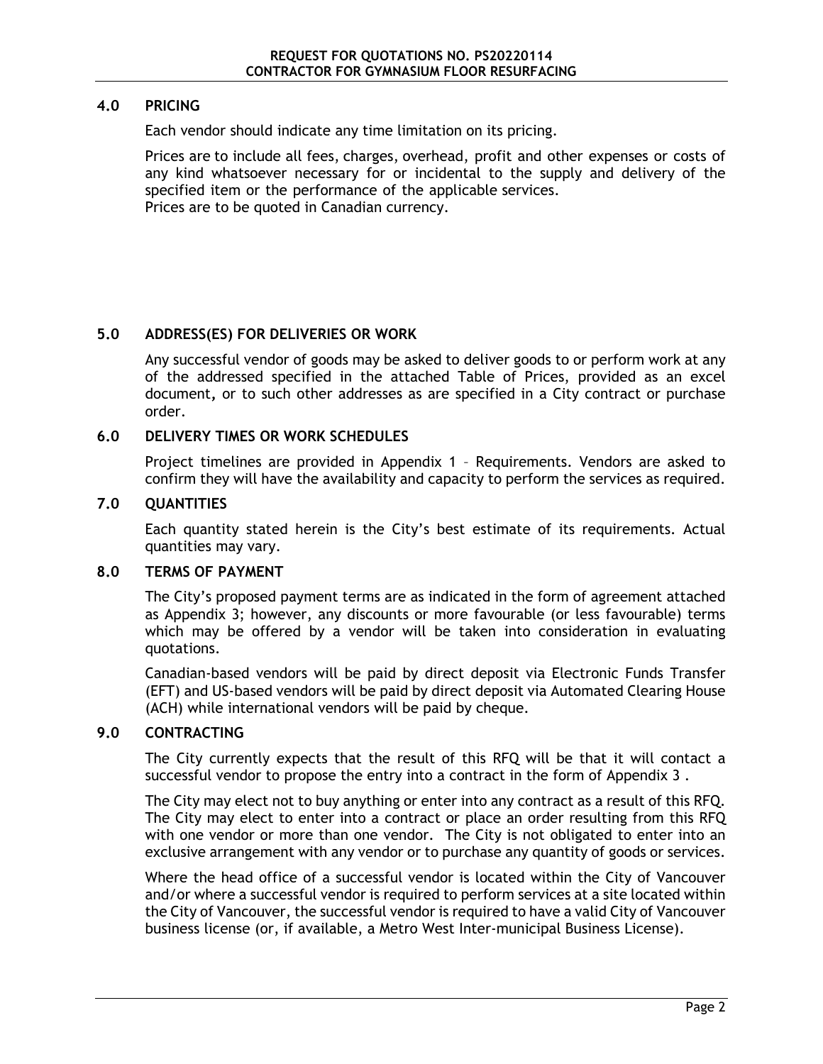## 4.0 PRICING

Each vendor should indicate any time limitation on its pricing.

Prices are to include all fees, charges, overhead, profit and other expenses or costs of any kind whatsoever necessary for or incidental to the supply and delivery of the specified item or the performance of the applicable services.
Prices are to be quoted in Canadian currency.

## 5.0 ADDRESS(ES) FOR DELIVERIES OR WORK

Any successful vendor of goods may be asked to deliver goods to or perform work at any of the addressed specified in the attached Table of Prices, provided as an excel document, or to such other addresses as are specified in a City contract or purchase order.

## 6.0 DELIVERY TIMES OR WORK SCHEDULES

Project timelines are provided in Appendix 1 – Requirements. Vendors are asked to confirm they will have the availability and capacity to perform the services as required.

## 7.0 QUANTITIES

Each quantity stated herein is the City's best estimate of its requirements. Actual quantities may vary.

## 8.0 TERMS OF PAYMENT

The City's proposed payment terms are as indicated in the form of agreement attached as Appendix 3; however, any discounts or more favourable (or less favourable) terms which may be offered by a vendor will be taken into consideration in evaluating quotations.

Canadian-based vendors will be paid by direct deposit via Electronic Funds Transfer (EFT) and US-based vendors will be paid by direct deposit via Automated Clearing House (ACH) while international vendors will be paid by cheque.

## 9.0 CONTRACTING

The City currently expects that the result of this RFQ will be that it will contact a successful vendor to propose the entry into a contract in the form of Appendix 3 .

The City may elect not to buy anything or enter into any contract as a result of this RFQ. The City may elect to enter into a contract or place an order resulting from this RFQ with one vendor or more than one vendor. The City is not obligated to enter into an exclusive arrangement with any vendor or to purchase any quantity of goods or services.

Where the head office of a successful vendor is located within the City of Vancouver and/or where a successful vendor is required to perform services at a site located within the City of Vancouver, the successful vendor is required to have a valid City of Vancouver business license (or, if available, a Metro West Inter-municipal Business License).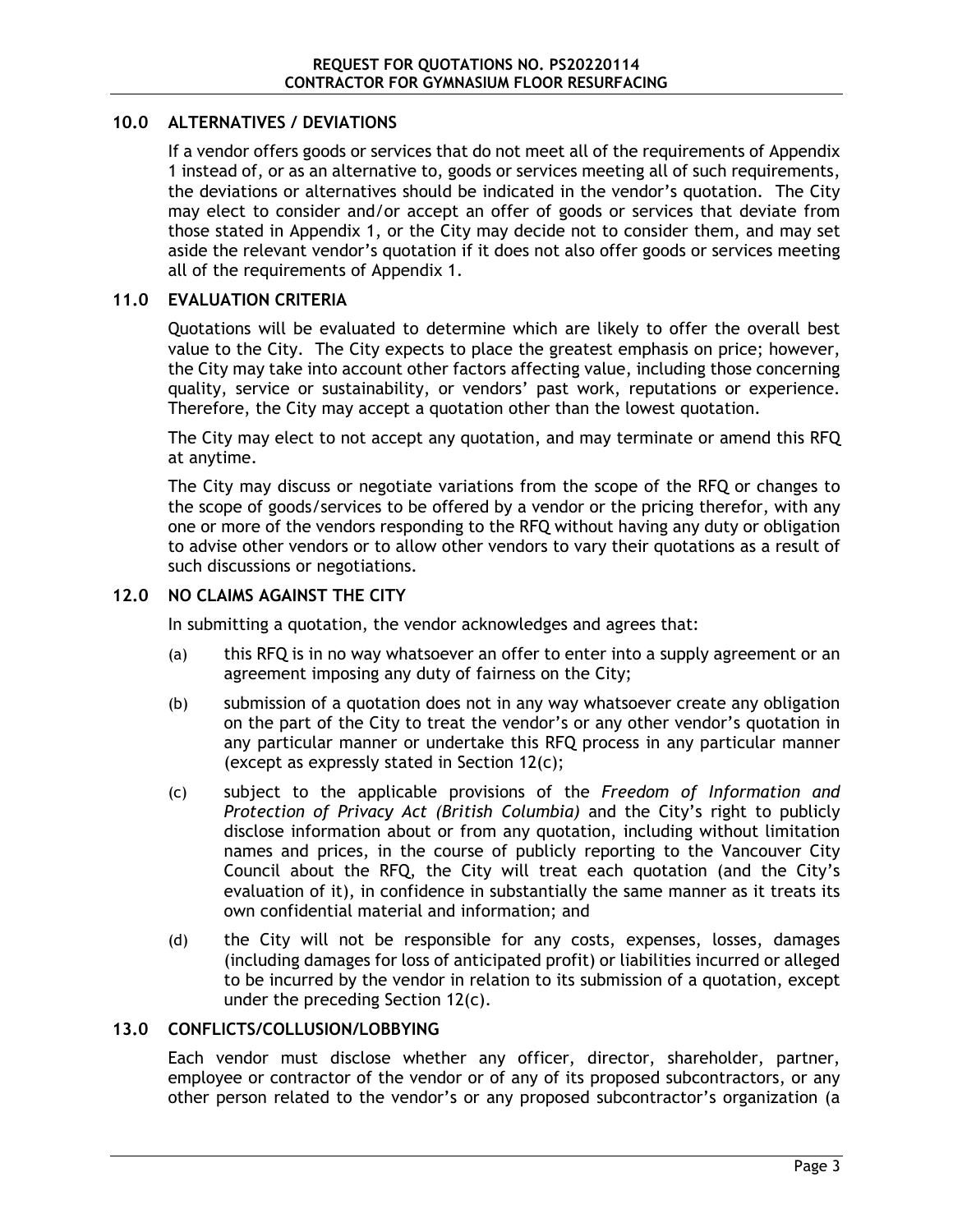## 10.0 ALTERNATIVES / DEVIATIONS

If a vendor offers goods or services that do not meet all of the requirements of Appendix 1 instead of, or as an alternative to, goods or services meeting all of such requirements, the deviations or alternatives should be indicated in the vendor's quotation. The City may elect to consider and/or accept an offer of goods or services that deviate from those stated in Appendix 1, or the City may decide not to consider them, and may set aside the relevant vendor's quotation if it does not also offer goods or services meeting all of the requirements of Appendix 1.

## 11.0 EVALUATION CRITERIA

Quotations will be evaluated to determine which are likely to offer the overall best value to the City. The City expects to place the greatest emphasis on price; however, the City may take into account other factors affecting value, including those concerning quality, service or sustainability, or vendors' past work, reputations or experience. Therefore, the City may accept a quotation other than the lowest quotation.

The City may elect to not accept any quotation, and may terminate or amend this RFQ at anytime.

The City may discuss or negotiate variations from the scope of the RFQ or changes to the scope of goods/services to be offered by a vendor or the pricing therefor, with any one or more of the vendors responding to the RFQ without having any duty or obligation to advise other vendors or to allow other vendors to vary their quotations as a result of such discussions or negotiations.

## 12.0 NO CLAIMS AGAINST THE CITY

In submitting a quotation, the vendor acknowledges and agrees that:

(a) this RFQ is in no way whatsoever an offer to enter into a supply agreement or an agreement imposing any duty of fairness on the City;

(b) submission of a quotation does not in any way whatsoever create any obligation on the part of the City to treat the vendor's or any other vendor's quotation in any particular manner or undertake this RFQ process in any particular manner (except as expressly stated in Section 12(c);

(c) subject to the applicable provisions of the *Freedom of Information and Protection of Privacy Act (British Columbia)* and the City's right to publicly disclose information about or from any quotation, including without limitation names and prices, in the course of publicly reporting to the Vancouver City Council about the RFQ, the City will treat each quotation (and the City's evaluation of it), in confidence in substantially the same manner as it treats its own confidential material and information; and

(d) the City will not be responsible for any costs, expenses, losses, damages (including damages for loss of anticipated profit) or liabilities incurred or alleged to be incurred by the vendor in relation to its submission of a quotation, except under the preceding Section 12(c).

## 13.0 CONFLICTS/COLLUSION/LOBBYING

Each vendor must disclose whether any officer, director, shareholder, partner, employee or contractor of the vendor or of any of its proposed subcontractors, or any other person related to the vendor's or any proposed subcontractor's organization (a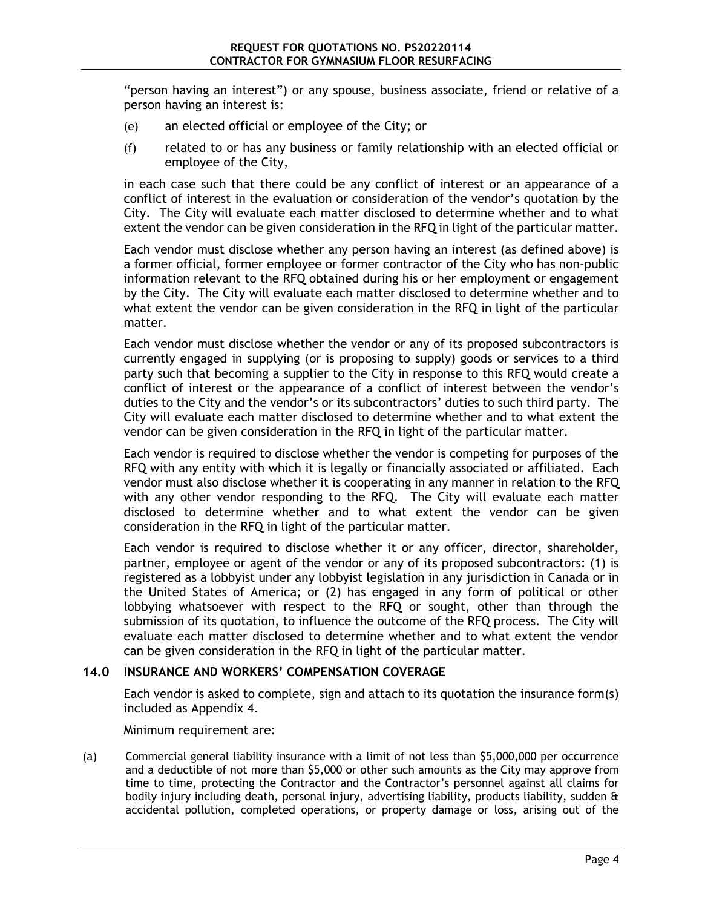"person having an interest") or any spouse, business associate, friend or relative of a person having an interest is:

(e) an elected official or employee of the City; or

(f) related to or has any business or family relationship with an elected official or employee of the City,

in each case such that there could be any conflict of interest or an appearance of a conflict of interest in the evaluation or consideration of the vendor's quotation by the City. The City will evaluate each matter disclosed to determine whether and to what extent the vendor can be given consideration in the RFQ in light of the particular matter.

Each vendor must disclose whether any person having an interest (as defined above) is a former official, former employee or former contractor of the City who has non-public information relevant to the RFQ obtained during his or her employment or engagement by the City. The City will evaluate each matter disclosed to determine whether and to what extent the vendor can be given consideration in the RFQ in light of the particular matter.

Each vendor must disclose whether the vendor or any of its proposed subcontractors is currently engaged in supplying (or is proposing to supply) goods or services to a third party such that becoming a supplier to the City in response to this RFQ would create a conflict of interest or the appearance of a conflict of interest between the vendor's duties to the City and the vendor's or its subcontractors' duties to such third party. The City will evaluate each matter disclosed to determine whether and to what extent the vendor can be given consideration in the RFQ in light of the particular matter.

Each vendor is required to disclose whether the vendor is competing for purposes of the RFQ with any entity with which it is legally or financially associated or affiliated. Each vendor must also disclose whether it is cooperating in any manner in relation to the RFQ with any other vendor responding to the RFQ. The City will evaluate each matter disclosed to determine whether and to what extent the vendor can be given consideration in the RFQ in light of the particular matter.

Each vendor is required to disclose whether it or any officer, director, shareholder, partner, employee or agent of the vendor or any of its proposed subcontractors: (1) is registered as a lobbyist under any lobbyist legislation in any jurisdiction in Canada or in the United States of America; or (2) has engaged in any form of political or other lobbying whatsoever with respect to the RFQ or sought, other than through the submission of its quotation, to influence the outcome of the RFQ process. The City will evaluate each matter disclosed to determine whether and to what extent the vendor can be given consideration in the RFQ in light of the particular matter.

## 14.0 INSURANCE AND WORKERS' COMPENSATION COVERAGE

Each vendor is asked to complete, sign and attach to its quotation the insurance form(s) included as Appendix 4.

Minimum requirement are:

(a) Commercial general liability insurance with a limit of not less than $5,000,000 per occurrence and a deductible of not more than $5,000 or other such amounts as the City may approve from time to time, protecting the Contractor and the Contractor's personnel against all claims for bodily injury including death, personal injury, advertising liability, products liability, sudden & accidental pollution, completed operations, or property damage or loss, arising out of the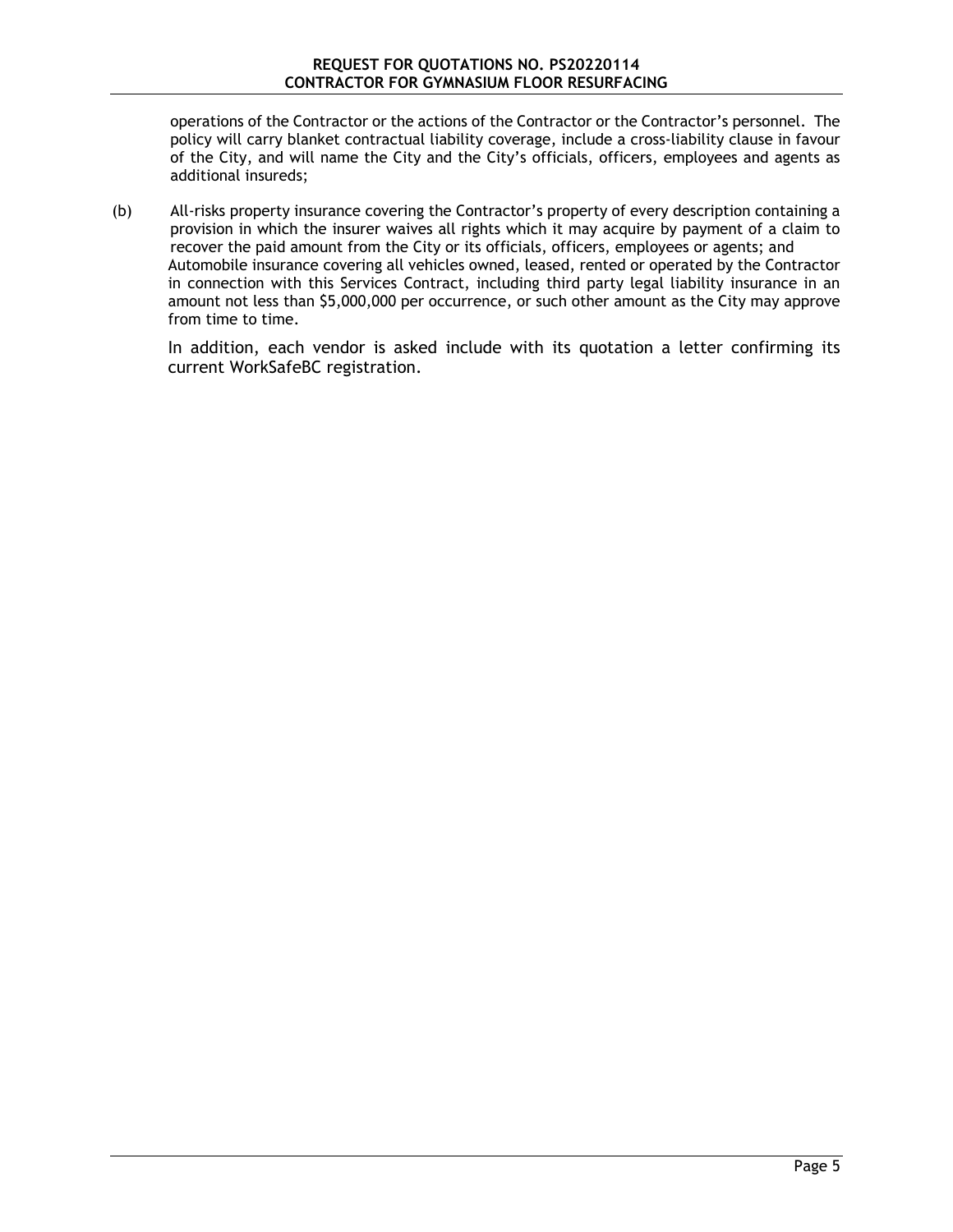operations of the Contractor or the actions of the Contractor or the Contractor's personnel. The policy will carry blanket contractual liability coverage, include a cross-liability clause in favour of the City, and will name the City and the City's officials, officers, employees and agents as additional insureds;

(b) All-risks property insurance covering the Contractor's property of every description containing a provision in which the insurer waives all rights which it may acquire by payment of a claim to recover the paid amount from the City or its officials, officers, employees or agents; and Automobile insurance covering all vehicles owned, leased, rented or operated by the Contractor in connection with this Services Contract, including third party legal liability insurance in an amount not less than $5,000,000 per occurrence, or such other amount as the City may approve from time to time.

In addition, each vendor is asked include with its quotation a letter confirming its current WorkSafeBC registration.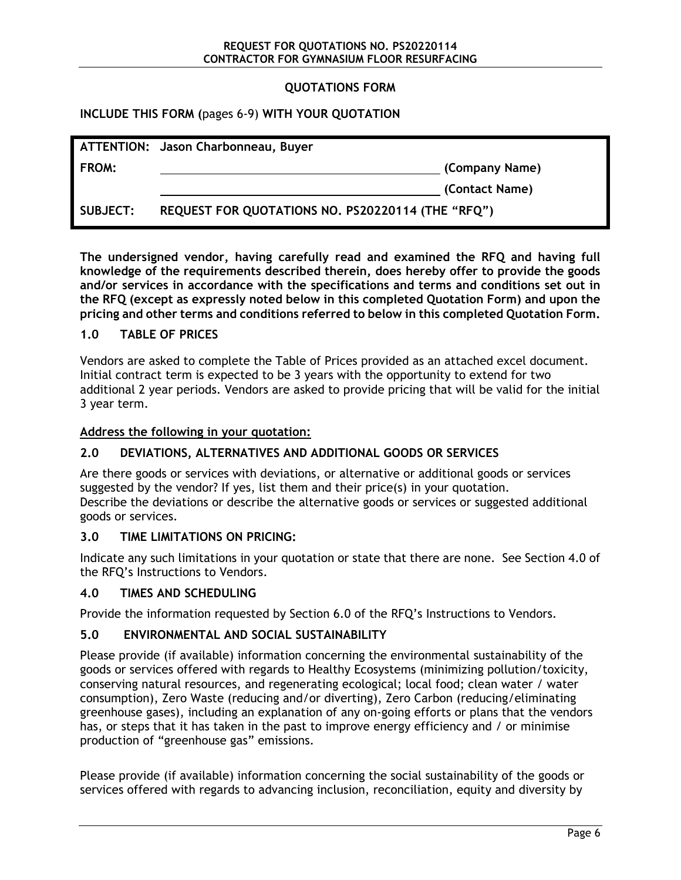## QUOTATIONS FORM

**INCLUDE THIS FORM (**pages 6-9) **WITH YOUR QUOTATION**

| | | |
|---|---|---|
| **ATTENTION:** | **Jason Charbonneau, Buyer** | |
| **FROM:** | ______________________________ | **(Company Name)** |
| | ______________________________ | **(Contact Name)** |
| **SUBJECT:** | **REQUEST FOR QUOTATIONS NO. PS20220114 (THE "RFQ")** | |

**The undersigned vendor, having carefully read and examined the RFQ and having full knowledge of the requirements described therein, does hereby offer to provide the goods and/or services in accordance with the specifications and terms and conditions set out in the RFQ (except as expressly noted below in this completed Quotation Form) and upon the pricing and other terms and conditions referred to below in this completed Quotation Form.**

### 1.0 TABLE OF PRICES

Vendors are asked to complete the Table of Prices provided as an attached excel document. Initial contract term is expected to be 3 years with the opportunity to extend for two additional 2 year periods. Vendors are asked to provide pricing that will be valid for the initial 3 year term.

**Address the following in your quotation:**

### 2.0 DEVIATIONS, ALTERNATIVES AND ADDITIONAL GOODS OR SERVICES

Are there goods or services with deviations, or alternative or additional goods or services suggested by the vendor? If yes, list them and their price(s) in your quotation.
Describe the deviations or describe the alternative goods or services or suggested additional goods or services.

### 3.0 TIME LIMITATIONS ON PRICING:

Indicate any such limitations in your quotation or state that there are none. See Section 4.0 of the RFQ's Instructions to Vendors.

### 4.0 TIMES AND SCHEDULING

Provide the information requested by Section 6.0 of the RFQ's Instructions to Vendors.

### 5.0 ENVIRONMENTAL AND SOCIAL SUSTAINABILITY

Please provide (if available) information concerning the environmental sustainability of the goods or services offered with regards to Healthy Ecosystems (minimizing pollution/toxicity, conserving natural resources, and regenerating ecological; local food; clean water / water consumption), Zero Waste (reducing and/or diverting), Zero Carbon (reducing/eliminating greenhouse gases), including an explanation of any on-going efforts or plans that the vendors has, or steps that it has taken in the past to improve energy efficiency and / or minimise production of "greenhouse gas" emissions.

Please provide (if available) information concerning the social sustainability of the goods or services offered with regards to advancing inclusion, reconciliation, equity and diversity by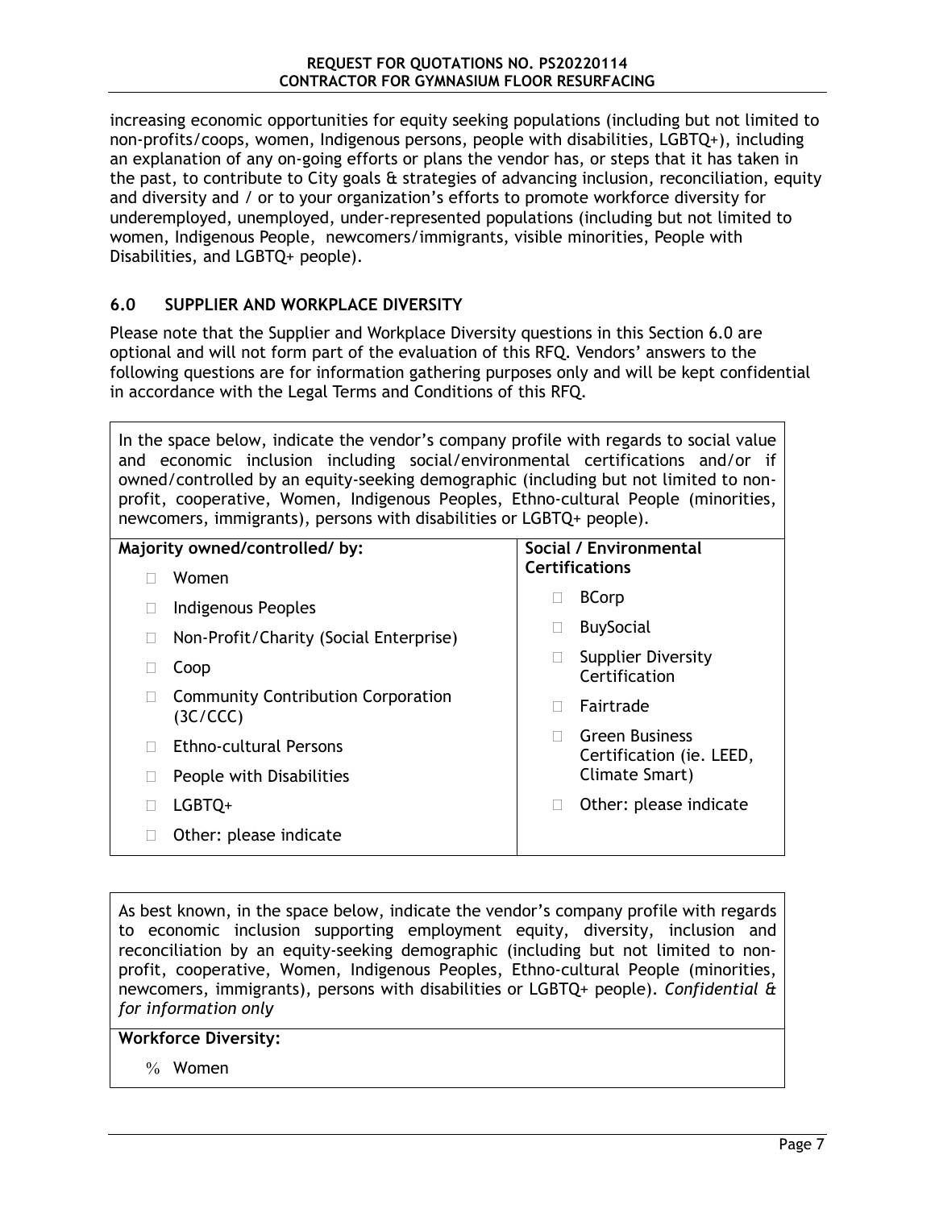increasing economic opportunities for equity seeking populations (including but not limited to non-profits/coops, women, Indigenous persons, people with disabilities, LGBTQ+), including an explanation of any on-going efforts or plans the vendor has, or steps that it has taken in the past, to contribute to City goals & strategies of advancing inclusion, reconciliation, equity and diversity and / or to your organization's efforts to promote workforce diversity for underemployed, unemployed, under-represented populations (including but not limited to women, Indigenous People, newcomers/immigrants, visible minorities, People with Disabilities, and LGBTQ+ people).

## 6.0 SUPPLIER AND WORKPLACE DIVERSITY

Please note that the Supplier and Workplace Diversity questions in this Section 6.0 are optional and will not form part of the evaluation of this RFQ. Vendors' answers to the following questions are for information gathering purposes only and will be kept confidential in accordance with the Legal Terms and Conditions of this RFQ.

In the space below, indicate the vendor's company profile with regards to social value and economic inclusion including social/environmental certifications and/or if owned/controlled by an equity-seeking demographic (including but not limited to non-profit, cooperative, Women, Indigenous Peoples, Ethno-cultural People (minorities, newcomers, immigrants), persons with disabilities or LGBTQ+ people).

| **Majority owned/controlled/ by:** | **Social / Environmental Certifications** |
|---|---|
| ☐ Women | ☐ BCorp |
| ☐ Indigenous Peoples | ☐ BuySocial |
| ☐ Non-Profit/Charity (Social Enterprise) | ☐ Supplier Diversity Certification |
| ☐ Coop | ☐ Fairtrade |
| ☐ Community Contribution Corporation (3C/CCC) | ☐ Green Business Certification (ie. LEED, Climate Smart) |
| ☐ Ethno-cultural Persons | ☐ Other: please indicate |
| ☐ People with Disabilities | |
| ☐ LGBTQ+ | |
| ☐ Other: please indicate | |

As best known, in the space below, indicate the vendor's company profile with regards to economic inclusion supporting employment equity, diversity, inclusion and reconciliation by an equity-seeking demographic (including but not limited to non-profit, cooperative, Women, Indigenous Peoples, Ethno-cultural People (minorities, newcomers, immigrants), persons with disabilities or LGBTQ+ people). *Confidential & for information only*

**Workforce Diversity:**

% Women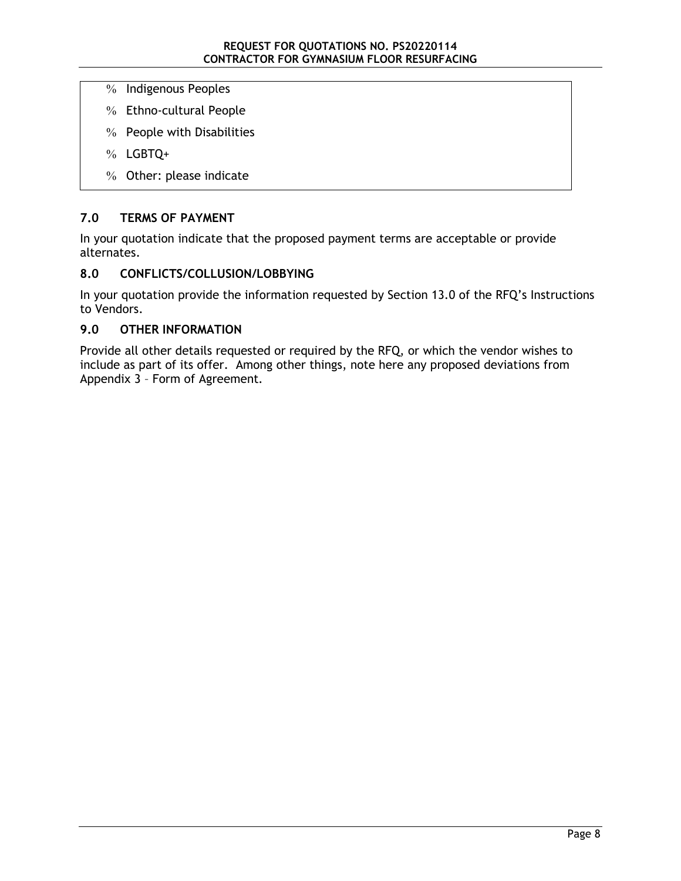% Indigenous Peoples

% Ethno-cultural People

% People with Disabilities

% LGBTQ+

% Other: please indicate

## 7.0 TERMS OF PAYMENT

In your quotation indicate that the proposed payment terms are acceptable or provide alternates.

## 8.0 CONFLICTS/COLLUSION/LOBBYING

In your quotation provide the information requested by Section 13.0 of the RFQ's Instructions to Vendors.

## 9.0 OTHER INFORMATION

Provide all other details requested or required by the RFQ, or which the vendor wishes to include as part of its offer. Among other things, note here any proposed deviations from Appendix 3 – Form of Agreement.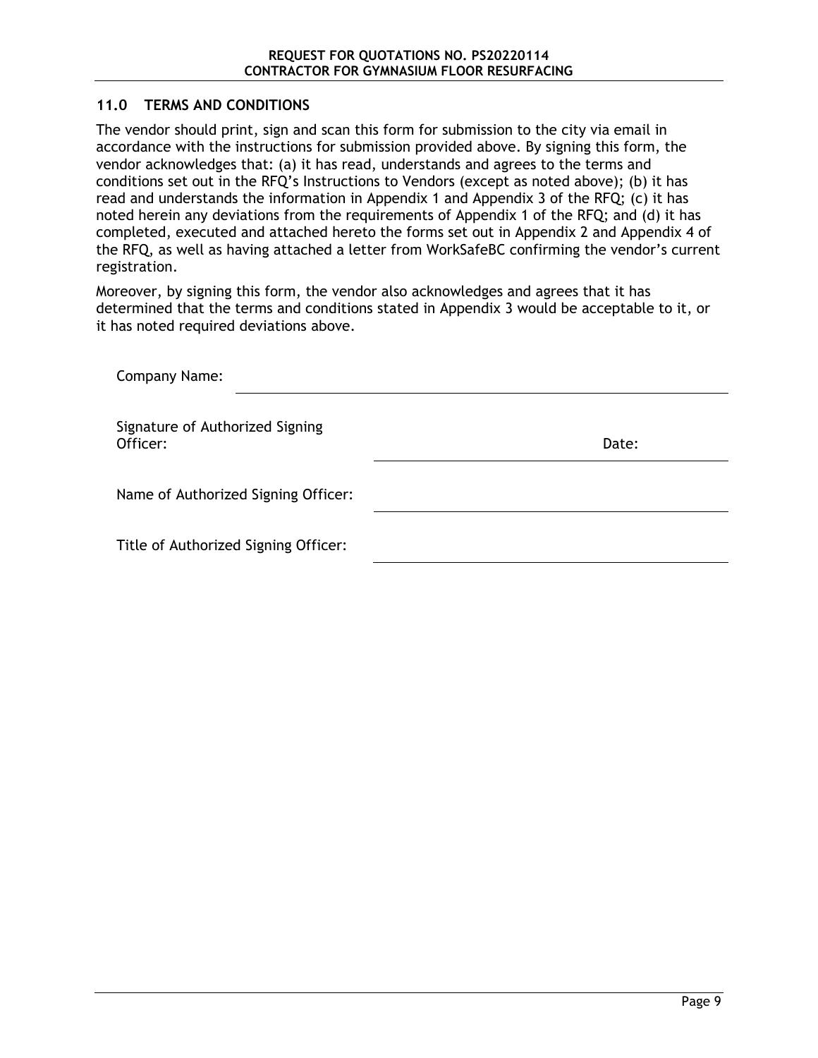## 11.0 TERMS AND CONDITIONS

The vendor should print, sign and scan this form for submission to the city via email in accordance with the instructions for submission provided above. By signing this form, the vendor acknowledges that: (a) it has read, understands and agrees to the terms and conditions set out in the RFQ's Instructions to Vendors (except as noted above); (b) it has read and understands the information in Appendix 1 and Appendix 3 of the RFQ; (c) it has noted herein any deviations from the requirements of Appendix 1 of the RFQ; and (d) it has completed, executed and attached hereto the forms set out in Appendix 2 and Appendix 4 of the RFQ, as well as having attached a letter from WorkSafeBC confirming the vendor's current registration.

Moreover, by signing this form, the vendor also acknowledges and agrees that it has determined that the terms and conditions stated in Appendix 3 would be acceptable to it, or it has noted required deviations above.

Company Name: ______________________________

Signature of Authorized Signing Officer: ______________________________ Date: ______________

Name of Authorized Signing Officer: ______________________________

Title of Authorized Signing Officer: ______________________________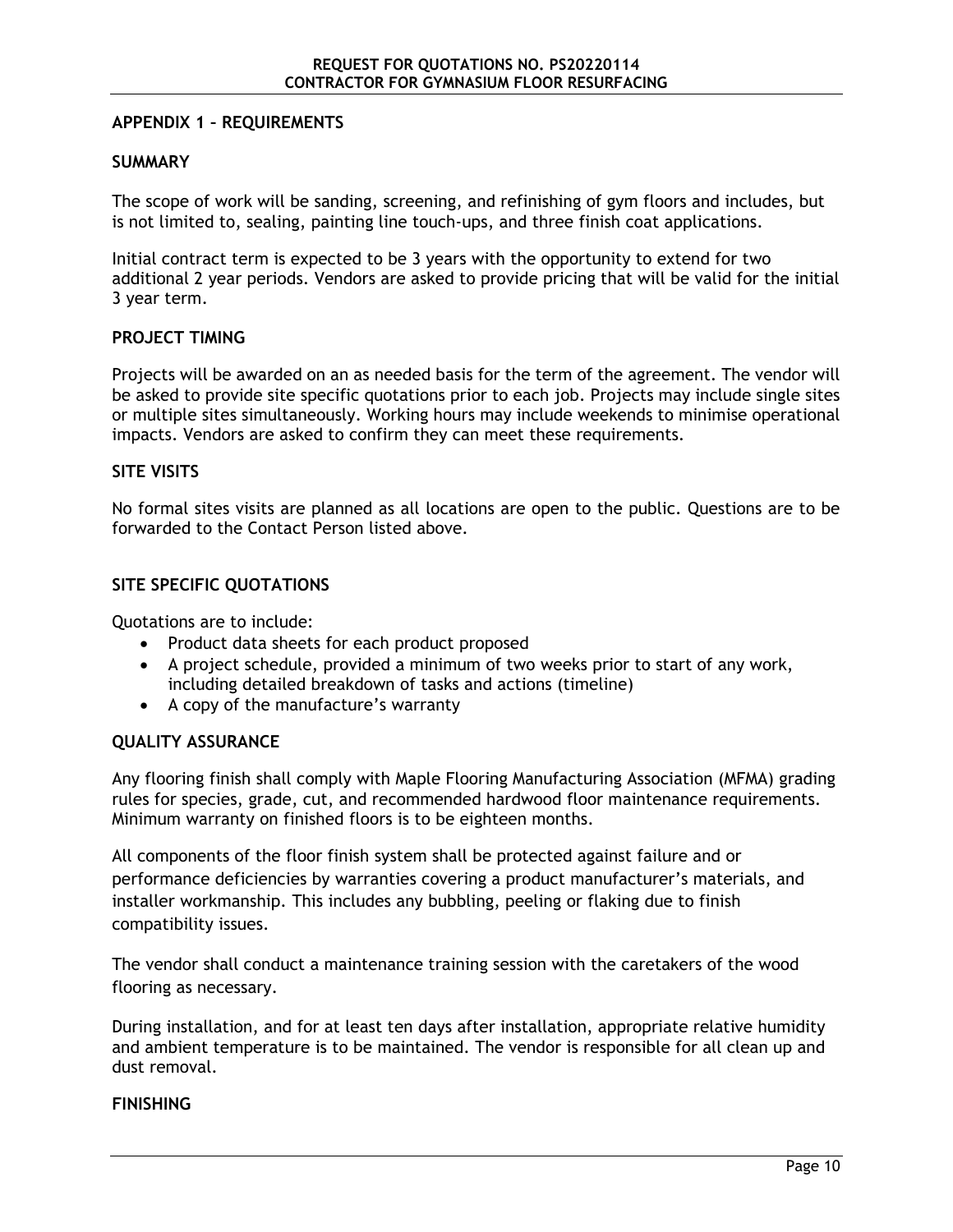## APPENDIX 1 – REQUIREMENTS

### SUMMARY

The scope of work will be sanding, screening, and refinishing of gym floors and includes, but is not limited to, sealing, painting line touch-ups, and three finish coat applications.

Initial contract term is expected to be 3 years with the opportunity to extend for two additional 2 year periods. Vendors are asked to provide pricing that will be valid for the initial 3 year term.

### PROJECT TIMING

Projects will be awarded on an as needed basis for the term of the agreement. The vendor will be asked to provide site specific quotations prior to each job. Projects may include single sites or multiple sites simultaneously. Working hours may include weekends to minimise operational impacts. Vendors are asked to confirm they can meet these requirements.

### SITE VISITS

No formal sites visits are planned as all locations are open to the public. Questions are to be forwarded to the Contact Person listed above.

### SITE SPECIFIC QUOTATIONS

Quotations are to include:

- Product data sheets for each product proposed
- A project schedule, provided a minimum of two weeks prior to start of any work, including detailed breakdown of tasks and actions (timeline)
- A copy of the manufacture's warranty

### QUALITY ASSURANCE

Any flooring finish shall comply with Maple Flooring Manufacturing Association (MFMA) grading rules for species, grade, cut, and recommended hardwood floor maintenance requirements. Minimum warranty on finished floors is to be eighteen months.

All components of the floor finish system shall be protected against failure and or performance deficiencies by warranties covering a product manufacturer's materials, and installer workmanship. This includes any bubbling, peeling or flaking due to finish compatibility issues.

The vendor shall conduct a maintenance training session with the caretakers of the wood flooring as necessary.

During installation, and for at least ten days after installation, appropriate relative humidity and ambient temperature is to be maintained. The vendor is responsible for all clean up and dust removal.

### FINISHING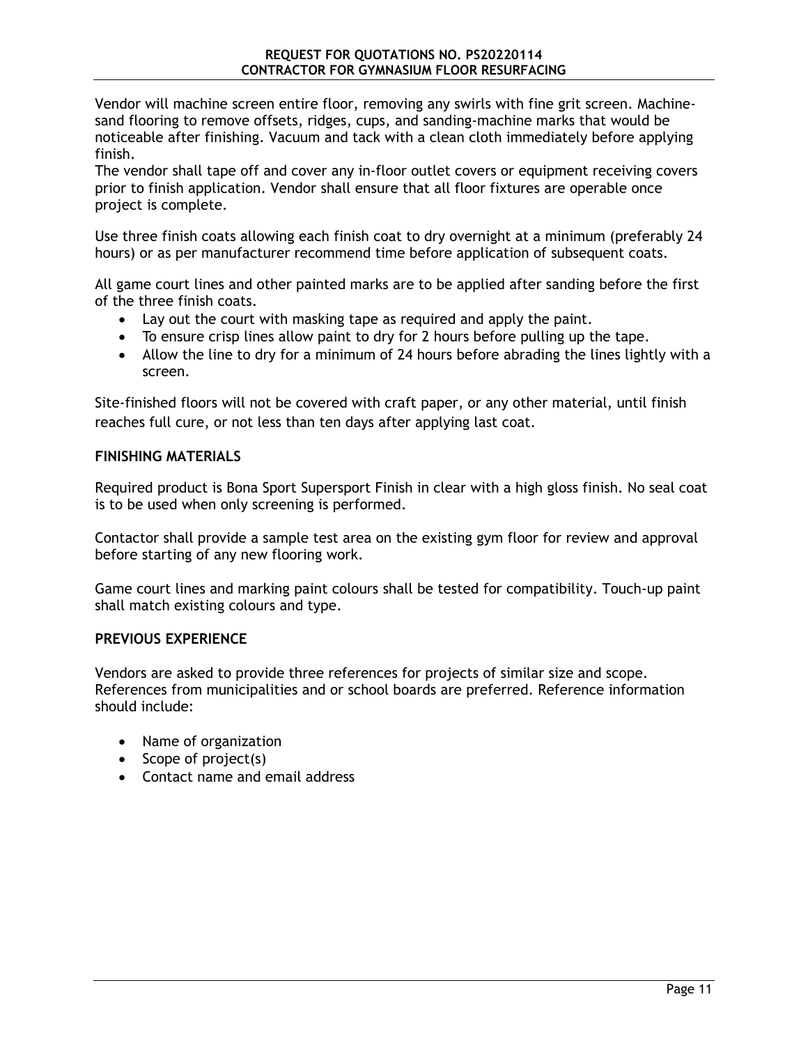Vendor will machine screen entire floor, removing any swirls with fine grit screen. Machine-sand flooring to remove offsets, ridges, cups, and sanding-machine marks that would be noticeable after finishing. Vacuum and tack with a clean cloth immediately before applying finish.
The vendor shall tape off and cover any in-floor outlet covers or equipment receiving covers prior to finish application. Vendor shall ensure that all floor fixtures are operable once project is complete.

Use three finish coats allowing each finish coat to dry overnight at a minimum (preferably 24 hours) or as per manufacturer recommend time before application of subsequent coats.

All game court lines and other painted marks are to be applied after sanding before the first of the three finish coats.

- Lay out the court with masking tape as required and apply the paint.
- To ensure crisp lines allow paint to dry for 2 hours before pulling up the tape.
- Allow the line to dry for a minimum of 24 hours before abrading the lines lightly with a screen.

Site-finished floors will not be covered with craft paper, or any other material, until finish reaches full cure, or not less than ten days after applying last coat.

**FINISHING MATERIALS**

Required product is Bona Sport Supersport Finish in clear with a high gloss finish. No seal coat is to be used when only screening is performed.

Contactor shall provide a sample test area on the existing gym floor for review and approval before starting of any new flooring work.

Game court lines and marking paint colours shall be tested for compatibility. Touch-up paint shall match existing colours and type.

**PREVIOUS EXPERIENCE**

Vendors are asked to provide three references for projects of similar size and scope. References from municipalities and or school boards are preferred. Reference information should include:

- Name of organization
- Scope of project(s)
- Contact name and email address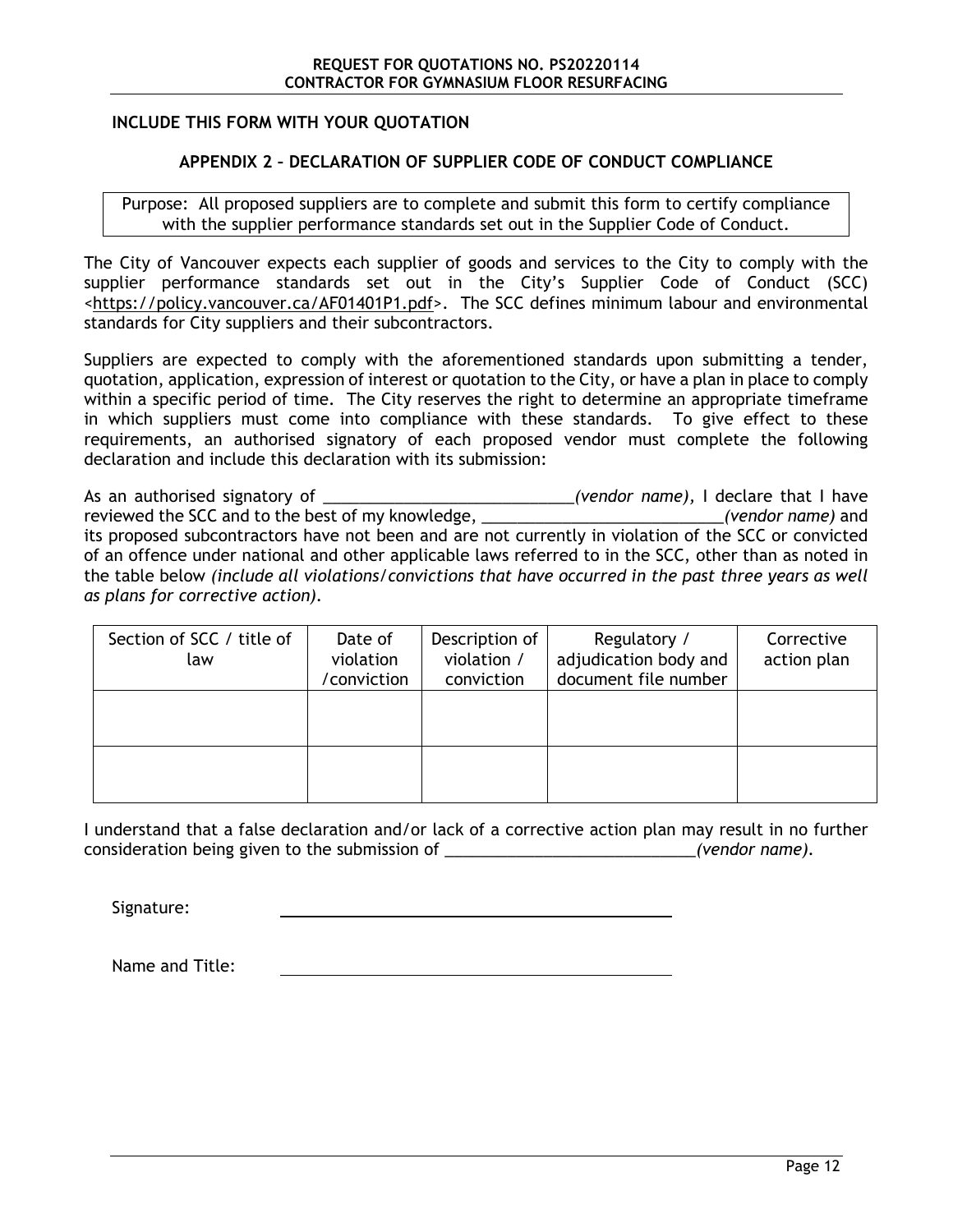**INCLUDE THIS FORM WITH YOUR QUOTATION**

## APPENDIX 2 – DECLARATION OF SUPPLIER CODE OF CONDUCT COMPLIANCE

Purpose: All proposed suppliers are to complete and submit this form to certify compliance with the supplier performance standards set out in the Supplier Code of Conduct.

The City of Vancouver expects each supplier of goods and services to the City to comply with the supplier performance standards set out in the City's Supplier Code of Conduct (SCC) <https://policy.vancouver.ca/AF01401P1.pdf>. The SCC defines minimum labour and environmental standards for City suppliers and their subcontractors.

Suppliers are expected to comply with the aforementioned standards upon submitting a tender, quotation, application, expression of interest or quotation to the City, or have a plan in place to comply within a specific period of time. The City reserves the right to determine an appropriate timeframe in which suppliers must come into compliance with these standards. To give effect to these requirements, an authorised signatory of each proposed vendor must complete the following declaration and include this declaration with its submission:

As an authorised signatory of ____________________________*(vendor name)*, I declare that I have reviewed the SCC and to the best of my knowledge, ____________________________*(vendor name)* and its proposed subcontractors have not been and are not currently in violation of the SCC or convicted of an offence under national and other applicable laws referred to in the SCC, other than as noted in the table below *(include all violations/convictions that have occurred in the past three years as well as plans for corrective action)*.

| Section of SCC / title of law | Date of violation /conviction | Description of violation / conviction | Regulatory / adjudication body and document file number | Corrective action plan |
|---|---|---|---|---|
| | | | | |
| | | | | |

I understand that a false declaration and/or lack of a corrective action plan may result in no further consideration being given to the submission of ____________________________*(vendor name)*.

Signature: ____________________________________________

Name and Title: ____________________________________________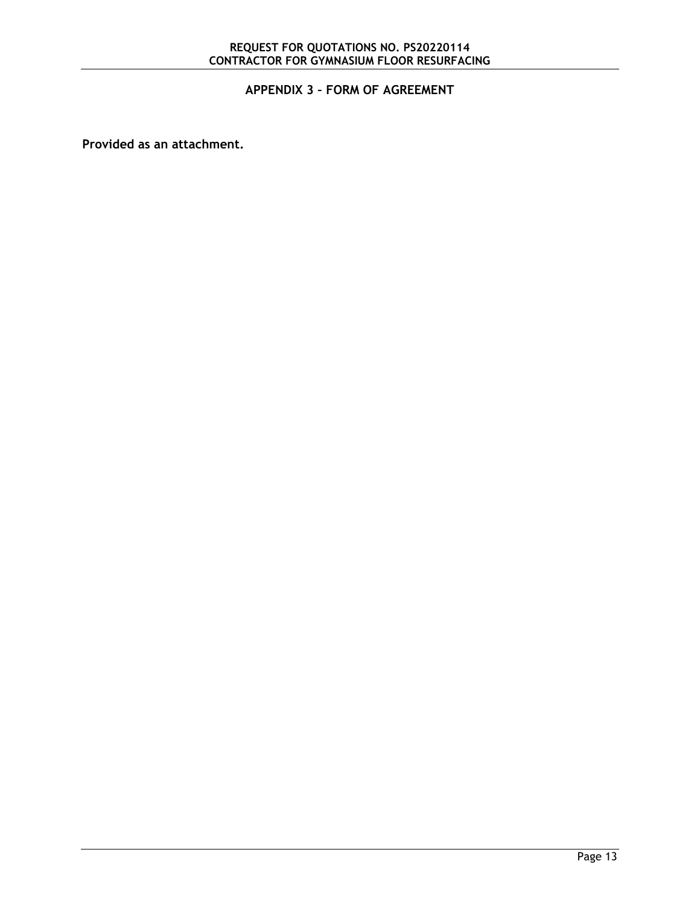## APPENDIX 3 – FORM OF AGREEMENT

**Provided as an attachment.**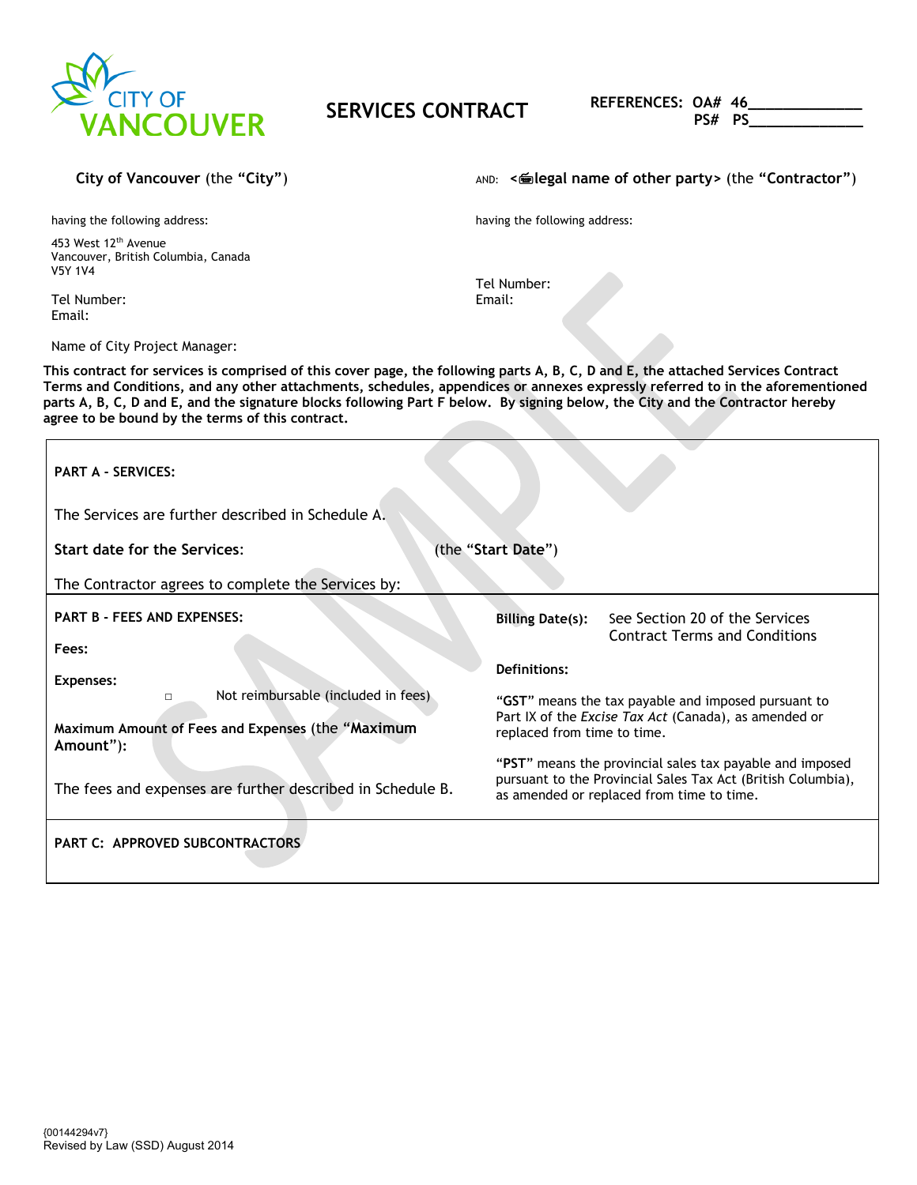CITY OF VANCOUVER

# SERVICES CONTRACT

**REFERENCES: OA# 46_____________**
**PS# PS_____________**

**City of Vancouver** (the **"City"**)

having the following address:

453 West 12th Avenue
Vancouver, British Columbia, Canada
V5Y 1V4

Tel Number:
Email:

Name of City Project Manager:

AND: **<legal name of other party>** (the **"Contractor"**)

having the following address:

Tel Number:
Email:

**This contract for services is comprised of this cover page, the following parts A, B, C, D and E, the attached Services Contract Terms and Conditions, and any other attachments, schedules, appendices or annexes expressly referred to in the aforementioned parts A, B, C, D and E, and the signature blocks following Part F below. By signing below, the City and the Contractor hereby agree to be bound by the terms of this contract.**

**PART A - SERVICES:**

The Services are further described in Schedule A.

**Start date for the Services:** (the **"Start Date"**)

The Contractor agrees to complete the Services by:

**PART B - FEES AND EXPENSES:**

**Fees:**

**Expenses:**

☐ Not reimbursable (included in fees)

**Maximum Amount of Fees and Expenses** (the **"Maximum Amount"**):

The fees and expenses are further described in Schedule B.

**Billing Date(s):** See Section 20 of the Services Contract Terms and Conditions

**Definitions:**

**"GST"** means the tax payable and imposed pursuant to Part IX of the *Excise Tax Act* (Canada), as amended or replaced from time to time.

**"PST"** means the provincial sales tax payable and imposed pursuant to the Provincial Sales Tax Act (British Columbia), as amended or replaced from time to time.

**PART C: APPROVED SUBCONTRACTORS**

{00144294v7}
Revised by Law (SSD) August 2014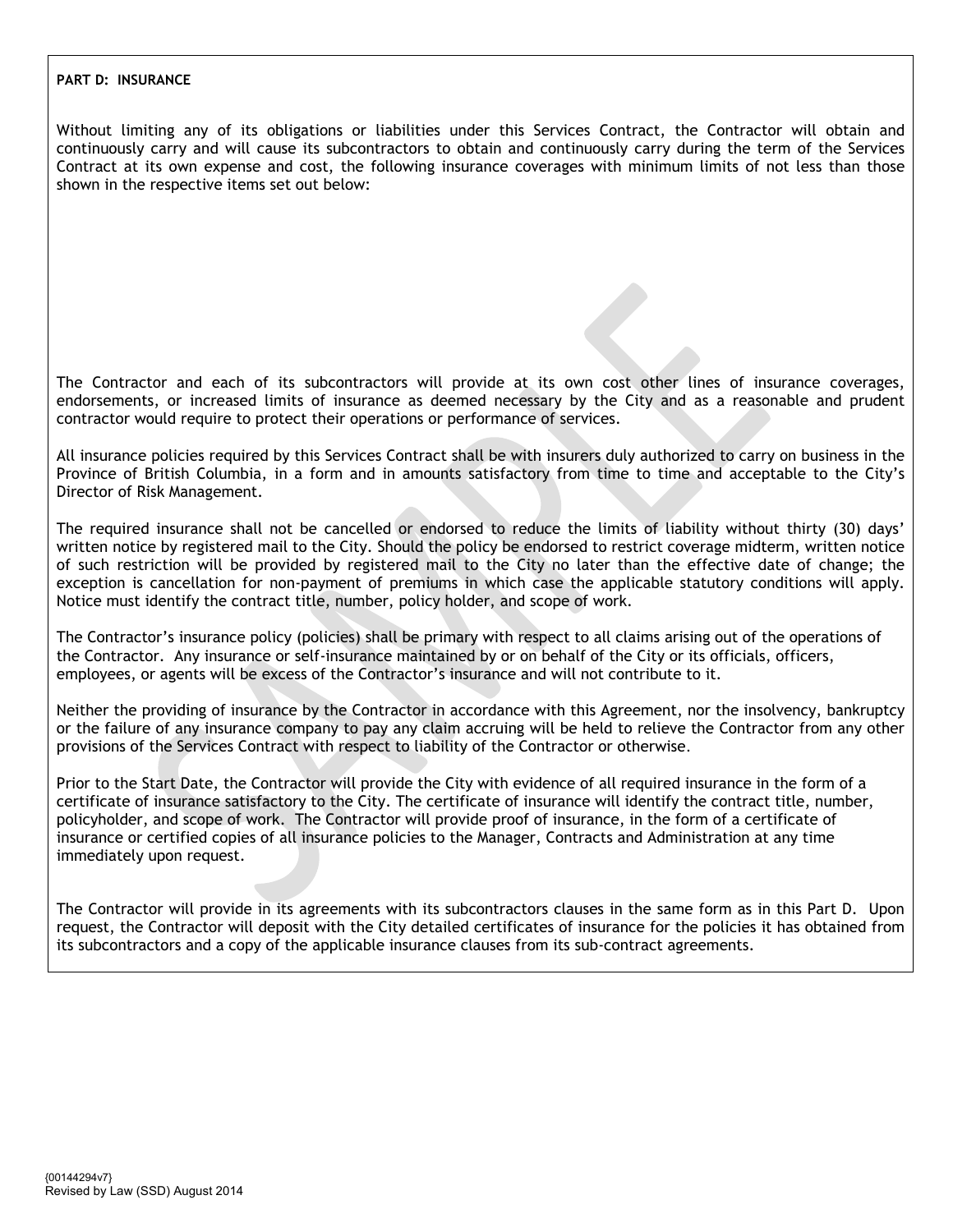**PART D: INSURANCE**

Without limiting any of its obligations or liabilities under this Services Contract, the Contractor will obtain and continuously carry and will cause its subcontractors to obtain and continuously carry during the term of the Services Contract at its own expense and cost, the following insurance coverages with minimum limits of not less than those shown in the respective items set out below:

The Contractor and each of its subcontractors will provide at its own cost other lines of insurance coverages, endorsements, or increased limits of insurance as deemed necessary by the City and as a reasonable and prudent contractor would require to protect their operations or performance of services.

All insurance policies required by this Services Contract shall be with insurers duly authorized to carry on business in the Province of British Columbia, in a form and in amounts satisfactory from time to time and acceptable to the City's Director of Risk Management.

The required insurance shall not be cancelled or endorsed to reduce the limits of liability without thirty (30) days' written notice by registered mail to the City. Should the policy be endorsed to restrict coverage midterm, written notice of such restriction will be provided by registered mail to the City no later than the effective date of change; the exception is cancellation for non-payment of premiums in which case the applicable statutory conditions will apply. Notice must identify the contract title, number, policy holder, and scope of work.

The Contractor's insurance policy (policies) shall be primary with respect to all claims arising out of the operations of the Contractor. Any insurance or self-insurance maintained by or on behalf of the City or its officials, officers, employees, or agents will be excess of the Contractor's insurance and will not contribute to it.

Neither the providing of insurance by the Contractor in accordance with this Agreement, nor the insolvency, bankruptcy or the failure of any insurance company to pay any claim accruing will be held to relieve the Contractor from any other provisions of the Services Contract with respect to liability of the Contractor or otherwise.

Prior to the Start Date, the Contractor will provide the City with evidence of all required insurance in the form of a certificate of insurance satisfactory to the City. The certificate of insurance will identify the contract title, number, policyholder, and scope of work. The Contractor will provide proof of insurance, in the form of a certificate of insurance or certified copies of all insurance policies to the Manager, Contracts and Administration at any time immediately upon request.

The Contractor will provide in its agreements with its subcontractors clauses in the same form as in this Part D. Upon request, the Contractor will deposit with the City detailed certificates of insurance for the policies it has obtained from its subcontractors and a copy of the applicable insurance clauses from its sub-contract agreements.

{00144294v7}
Revised by Law (SSD) August 2014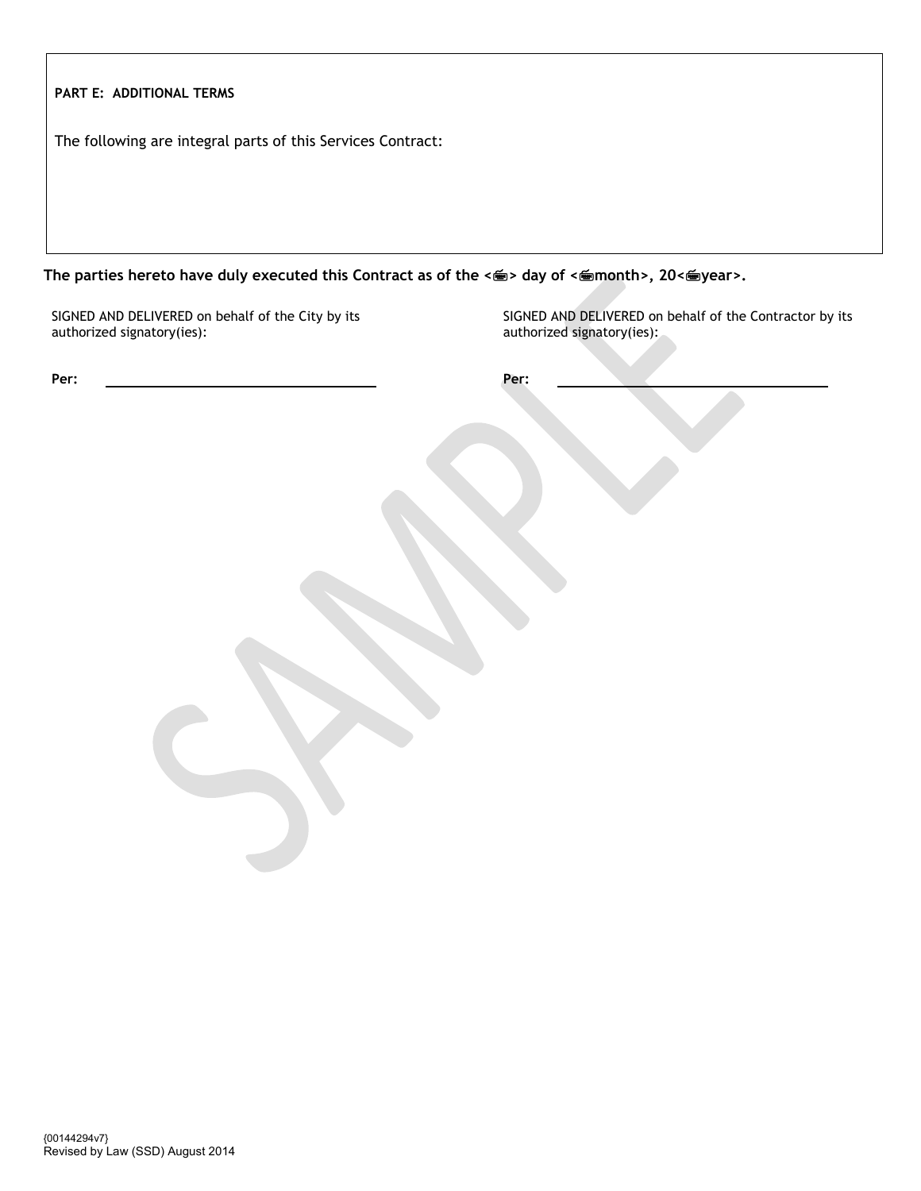**PART E: ADDITIONAL TERMS**

The following are integral parts of this Services Contract:

**The parties hereto have duly executed this Contract as of the <> day of <month>, 20<year>.**

SIGNED AND DELIVERED on behalf of the City by its authorized signatory(ies):

**Per:** ______________________________

SIGNED AND DELIVERED on behalf of the Contractor by its authorized signatory(ies):

**Per:** ______________________________

{00144294v7}
Revised by Law (SSD) August 2014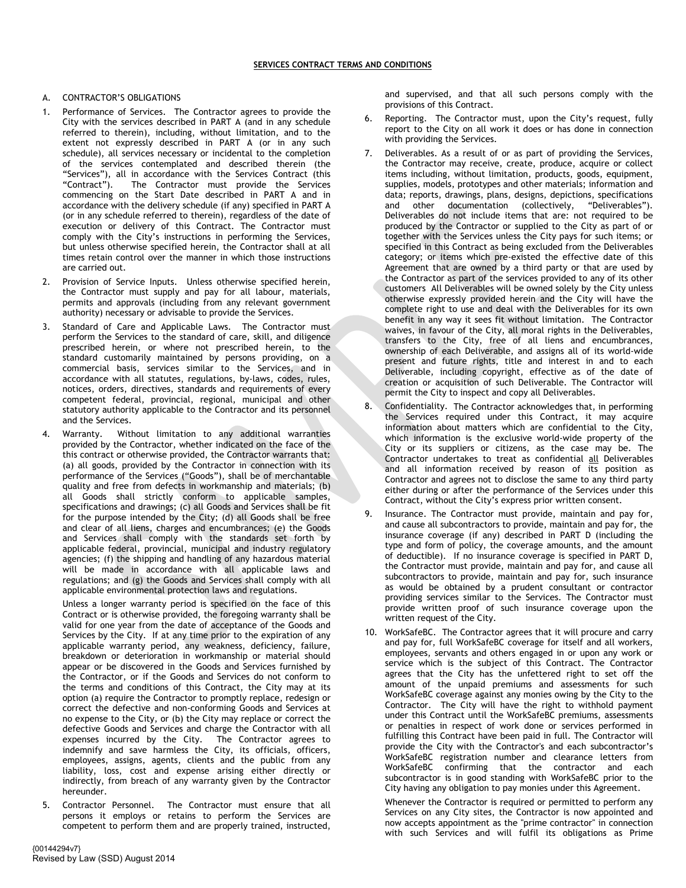**SERVICES CONTRACT TERMS AND CONDITIONS**

A. CONTRACTOR'S OBLIGATIONS

1. Performance of Services. The Contractor agrees to provide the City with the services described in PART A (and in any schedule referred to therein), including, without limitation, and to the extent not expressly described in PART A (or in any such schedule), all services necessary or incidental to the completion of the services contemplated and described therein (the "Services"), all in accordance with the Services Contract (this "Contract"). The Contractor must provide the Services commencing on the Start Date described in PART A and in accordance with the delivery schedule (if any) specified in PART A (or in any schedule referred to therein), regardless of the date of execution or delivery of this Contract. The Contractor must comply with the City's instructions in performing the Services, but unless otherwise specified herein, the Contractor shall at all times retain control over the manner in which those instructions are carried out.

2. Provision of Service Inputs. Unless otherwise specified herein, the Contractor must supply and pay for all labour, materials, permits and approvals (including from any relevant government authority) necessary or advisable to provide the Services.

3. Standard of Care and Applicable Laws. The Contractor must perform the Services to the standard of care, skill, and diligence prescribed herein, or where not prescribed herein, to the standard customarily maintained by persons providing, on a commercial basis, services similar to the Services, and in accordance with all statutes, regulations, by-laws, codes, rules, notices, orders, directives, standards and requirements of every competent federal, provincial, regional, municipal and other statutory authority applicable to the Contractor and its personnel and the Services.

4. Warranty. Without limitation to any additional warranties provided by the Contractor, whether indicated on the face of the this contract or otherwise provided, the Contractor warrants that: (a) all goods, provided by the Contractor in connection with its performance of the Services ("Goods"), shall be of merchantable quality and free from defects in workmanship and materials; (b) all Goods shall strictly conform to applicable samples, specifications and drawings; (c) all Goods and Services shall be fit for the purpose intended by the City; (d) all Goods shall be free and clear of all liens, charges and encumbrances; (e) the Goods and Services shall comply with the standards set forth by applicable federal, provincial, municipal and industry regulatory agencies; (f) the shipping and handling of any hazardous material will be made in accordance with all applicable laws and regulations; and (g) the Goods and Services shall comply with all applicable environmental protection laws and regulations.

   Unless a longer warranty period is specified on the face of this Contract or is otherwise provided, the foregoing warranty shall be valid for one year from the date of acceptance of the Goods and Services by the City. If at any time prior to the expiration of any applicable warranty period, any weakness, deficiency, failure, breakdown or deterioration in workmanship or material should appear or be discovered in the Goods and Services furnished by the Contractor, or if the Goods and Services do not conform to the terms and conditions of this Contract, the City may at its option (a) require the Contractor to promptly replace, redesign or correct the defective and non-conforming Goods and Services at no expense to the City, or (b) the City may replace or correct the defective Goods and Services and charge the Contractor with all expenses incurred by the City. The Contractor agrees to indemnify and save harmless the City, its officials, officers, employees, assigns, agents, clients and the public from any liability, loss, cost and expense arising either directly or indirectly, from breach of any warranty given by the Contractor hereunder.

5. Contractor Personnel. The Contractor must ensure that all persons it employs or retains to perform the Services are competent to perform them and are properly trained, instructed, and supervised, and that all such persons comply with the provisions of this Contract.

6. Reporting. The Contractor must, upon the City's request, fully report to the City on all work it does or has done in connection with providing the Services.

7. Deliverables. As a result of or as part of providing the Services, the Contractor may receive, create, produce, acquire or collect items including, without limitation, products, goods, equipment, supplies, models, prototypes and other materials; information and data; reports, drawings, plans, designs, depictions, specifications and other documentation (collectively, "Deliverables"). Deliverables do not include items that are: not required to be produced by the Contractor or supplied to the City as part of or together with the Services unless the City pays for such items; or specified in this Contract as being excluded from the Deliverables category; or items which pre-existed the effective date of this Agreement that are owned by a third party or that are used by the Contractor as part of the services provided to any of its other customers All Deliverables will be owned solely by the City unless otherwise expressly provided herein and the City will have the complete right to use and deal with the Deliverables for its own benefit in any way it sees fit without limitation. The Contractor waives, in favour of the City, all moral rights in the Deliverables, transfers to the City, free of all liens and encumbrances, ownership of each Deliverable, and assigns all of its world-wide present and future rights, title and interest in and to each Deliverable, including copyright, effective as of the date of creation or acquisition of such Deliverable. The Contractor will permit the City to inspect and copy all Deliverables.

8. Confidentiality. The Contractor acknowledges that, in performing the Services required under this Contract, it may acquire information about matters which are confidential to the City, which information is the exclusive world-wide property of the City or its suppliers or citizens, as the case may be. The Contractor undertakes to treat as confidential all Deliverables and all information received by reason of its position as Contractor and agrees not to disclose the same to any third party either during or after the performance of the Services under this Contract, without the City's express prior written consent.

9. Insurance. The Contractor must provide, maintain and pay for, and cause all subcontractors to provide, maintain and pay for, the insurance coverage (if any) described in PART D (including the type and form of policy, the coverage amounts, and the amount of deductible). If no insurance coverage is specified in PART D, the Contractor must provide, maintain and pay for, and cause all subcontractors to provide, maintain and pay for, such insurance as would be obtained by a prudent consultant or contractor providing services similar to the Services. The Contractor must provide written proof of such insurance coverage upon the written request of the City.

10. WorkSafeBC. The Contractor agrees that it will procure and carry and pay for, full WorkSafeBC coverage for itself and all workers, employees, servants and others engaged in or upon any work or service which is the subject of this Contract. The Contractor agrees that the City has the unfettered right to set off the amount of the unpaid premiums and assessments for such WorkSafeBC coverage against any monies owing by the City to the Contractor. The City will have the right to withhold payment under this Contract until the WorkSafeBC premiums, assessments or penalties in respect of work done or services performed in fulfilling this Contract have been paid in full. The Contractor will provide the City with the Contractor's and each subcontractor's WorkSafeBC registration number and clearance letters from WorkSafeBC confirming that the contractor and each subcontractor is in good standing with WorkSafeBC prior to the City having any obligation to pay monies under this Agreement.

    Whenever the Contractor is required or permitted to perform any Services on any City sites, the Contractor is now appointed and now accepts appointment as the "prime contractor" in connection with such Services and will fulfil its obligations as Prime

{00144294v7}
Revised by Law (SSD) August 2014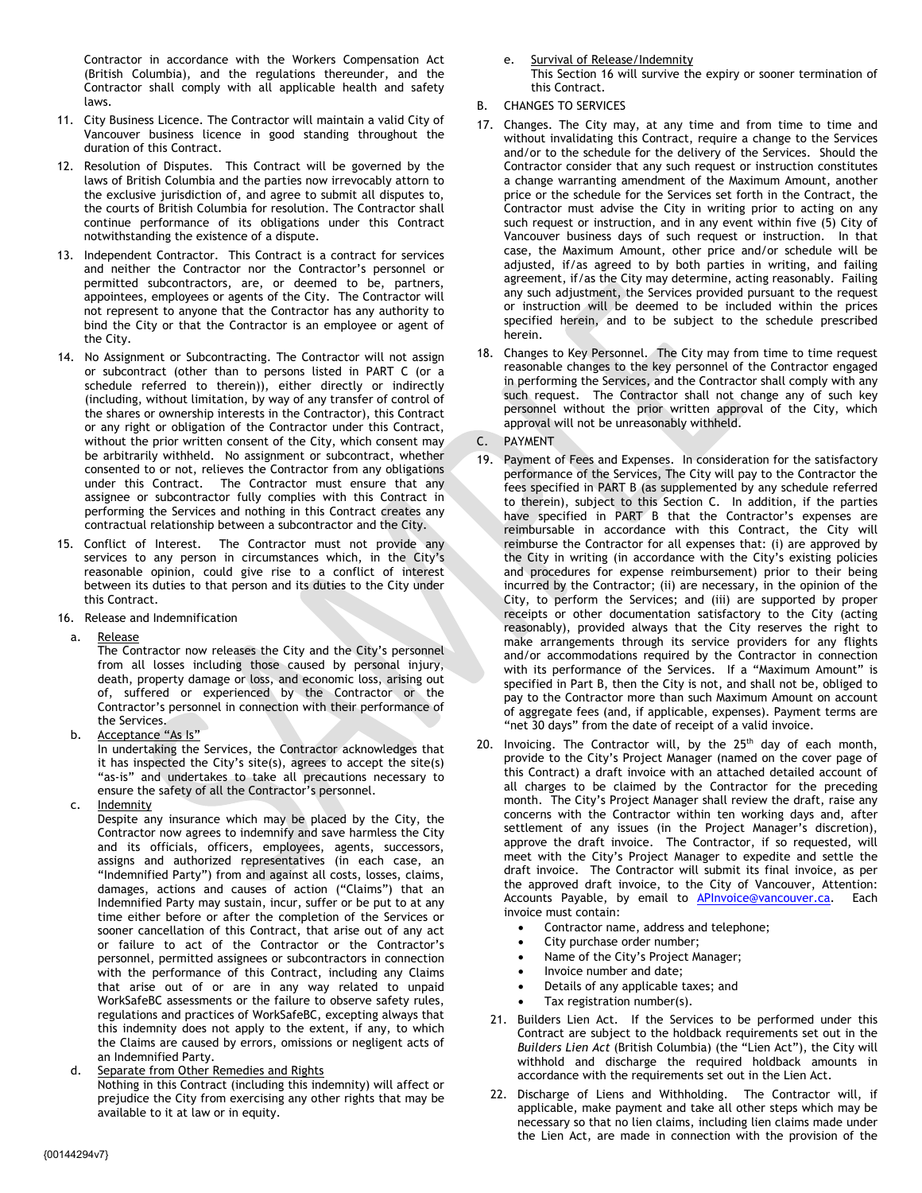Contractor in accordance with the Workers Compensation Act (British Columbia), and the regulations thereunder, and the Contractor shall comply with all applicable health and safety laws.

11. City Business Licence. The Contractor will maintain a valid City of Vancouver business licence in good standing throughout the duration of this Contract.

12. Resolution of Disputes. This Contract will be governed by the laws of British Columbia and the parties now irrevocably attorn to the exclusive jurisdiction of, and agree to submit all disputes to, the courts of British Columbia for resolution. The Contractor shall continue performance of its obligations under this Contract notwithstanding the existence of a dispute.

13. Independent Contractor. This Contract is a contract for services and neither the Contractor nor the Contractor's personnel or permitted subcontractors, are, or deemed to be, partners, appointees, employees or agents of the City. The Contractor will not represent to anyone that the Contractor has any authority to bind the City or that the Contractor is an employee or agent of the City.

14. No Assignment or Subcontracting. The Contractor will not assign or subcontract (other than to persons listed in PART C (or a schedule referred to therein)), either directly or indirectly (including, without limitation, by way of any transfer of control of the shares or ownership interests in the Contractor), this Contract or any right or obligation of the Contractor under this Contract, without the prior written consent of the City, which consent may be arbitrarily withheld. No assignment or subcontract, whether consented to or not, relieves the Contractor from any obligations under this Contract. The Contractor must ensure that any assignee or subcontractor fully complies with this Contract in performing the Services and nothing in this Contract creates any contractual relationship between a subcontractor and the City.

15. Conflict of Interest. The Contractor must not provide any services to any person in circumstances which, in the City's reasonable opinion, could give rise to a conflict of interest between its duties to that person and its duties to the City under this Contract.

16. Release and Indemnification

    a. Release
    The Contractor now releases the City and the City's personnel from all losses including those caused by personal injury, death, property damage or loss, and economic loss, arising out of, suffered or experienced by the Contractor or the Contractor's personnel in connection with their performance of the Services.

    b. Acceptance "As Is"
    In undertaking the Services, the Contractor acknowledges that it has inspected the City's site(s), agrees to accept the site(s) "as-is" and undertakes to take all precautions necessary to ensure the safety of all the Contractor's personnel.

    c. Indemnity
    Despite any insurance which may be placed by the City, the Contractor now agrees to indemnify and save harmless the City and its officials, officers, employees, agents, successors, assigns and authorized representatives (in each case, an "Indemnified Party") from and against all costs, losses, claims, damages, actions and causes of action ("Claims") that an Indemnified Party may sustain, incur, suffer or be put to at any time either before or after the completion of the Services or sooner cancellation of this Contract, that arise out of any act or failure to act of the Contractor or the Contractor's personnel, permitted assignees or subcontractors in connection with the performance of this Contract, including any Claims that arise out of or are in any way related to unpaid WorkSafeBC assessments or the failure to observe safety rules, regulations and practices of WorkSafeBC, excepting always that this indemnity does not apply to the extent, if any, to which the Claims are caused by errors, omissions or negligent acts of an Indemnified Party.

    d. Separate from Other Remedies and Rights
    Nothing in this Contract (including this indemnity) will affect or prejudice the City from exercising any other rights that may be available to it at law or in equity.

    e. Survival of Release/Indemnity
    This Section 16 will survive the expiry or sooner termination of this Contract.

B. CHANGES TO SERVICES

17. Changes. The City may, at any time and from time to time and without invalidating this Contract, require a change to the Services and/or to the schedule for the delivery of the Services. Should the Contractor consider that any such request or instruction constitutes a change warranting amendment of the Maximum Amount, another price or the schedule for the Services set forth in the Contract, the Contractor must advise the City in writing prior to acting on any such request or instruction, and in any event within five (5) City of Vancouver business days of such request or instruction. In that case, the Maximum Amount, other price and/or schedule will be adjusted, if/as agreed to by both parties in writing, and failing agreement, if/as the City may determine, acting reasonably. Failing any such adjustment, the Services provided pursuant to the request or instruction will be deemed to be included within the prices specified herein, and to be subject to the schedule prescribed herein.

18. Changes to Key Personnel. The City may from time to time request reasonable changes to the key personnel of the Contractor engaged in performing the Services, and the Contractor shall comply with any such request. The Contractor shall not change any of such key personnel without the prior written approval of the City, which approval will not be unreasonably withheld.

C. PAYMENT

19. Payment of Fees and Expenses. In consideration for the satisfactory performance of the Services, The City will pay to the Contractor the fees specified in PART B (as supplemented by any schedule referred to therein), subject to this Section C. In addition, if the parties have specified in PART B that the Contractor's expenses are reimbursable in accordance with this Contract, the City will reimburse the Contractor for all expenses that: (i) are approved by the City in writing (in accordance with the City's existing policies and procedures for expense reimbursement) prior to their being incurred by the Contractor; (ii) are necessary, in the opinion of the City, to perform the Services; and (iii) are supported by proper receipts or other documentation satisfactory to the City (acting reasonably), provided always that the City reserves the right to make arrangements through its service providers for any flights and/or accommodations required by the Contractor in connection with its performance of the Services. If a "Maximum Amount" is specified in Part B, then the City is not, and shall not be, obliged to pay to the Contractor more than such Maximum Amount on account of aggregate fees (and, if applicable, expenses). Payment terms are "net 30 days" from the date of receipt of a valid invoice.

20. Invoicing. The Contractor will, by the 25th day of each month, provide to the City's Project Manager (named on the cover page of this Contract) a draft invoice with an attached detailed account of all charges to be claimed by the Contractor for the preceding month. The City's Project Manager shall review the draft, raise any concerns with the Contractor within ten working days and, after settlement of any issues (in the Project Manager's discretion), approve the draft invoice. The Contractor, if so requested, will meet with the City's Project Manager to expedite and settle the draft invoice. The Contractor will submit its final invoice, as per the approved draft invoice, to the City of Vancouver, Attention: Accounts Payable, by email to APInvoice@vancouver.ca. Each invoice must contain:
    - Contractor name, address and telephone;
    - City purchase order number;
    - Name of the City's Project Manager;
    - Invoice number and date;
    - Details of any applicable taxes; and
    - Tax registration number(s).

21. Builders Lien Act. If the Services to be performed under this Contract are subject to the holdback requirements set out in the *Builders Lien Act* (British Columbia) (the "Lien Act"), the City will withhold and discharge the required holdback amounts in accordance with the requirements set out in the Lien Act.

22. Discharge of Liens and Withholding. The Contractor will, if applicable, make payment and take all other steps which may be necessary so that no lien claims, including lien claims made under the Lien Act, are made in connection with the provision of the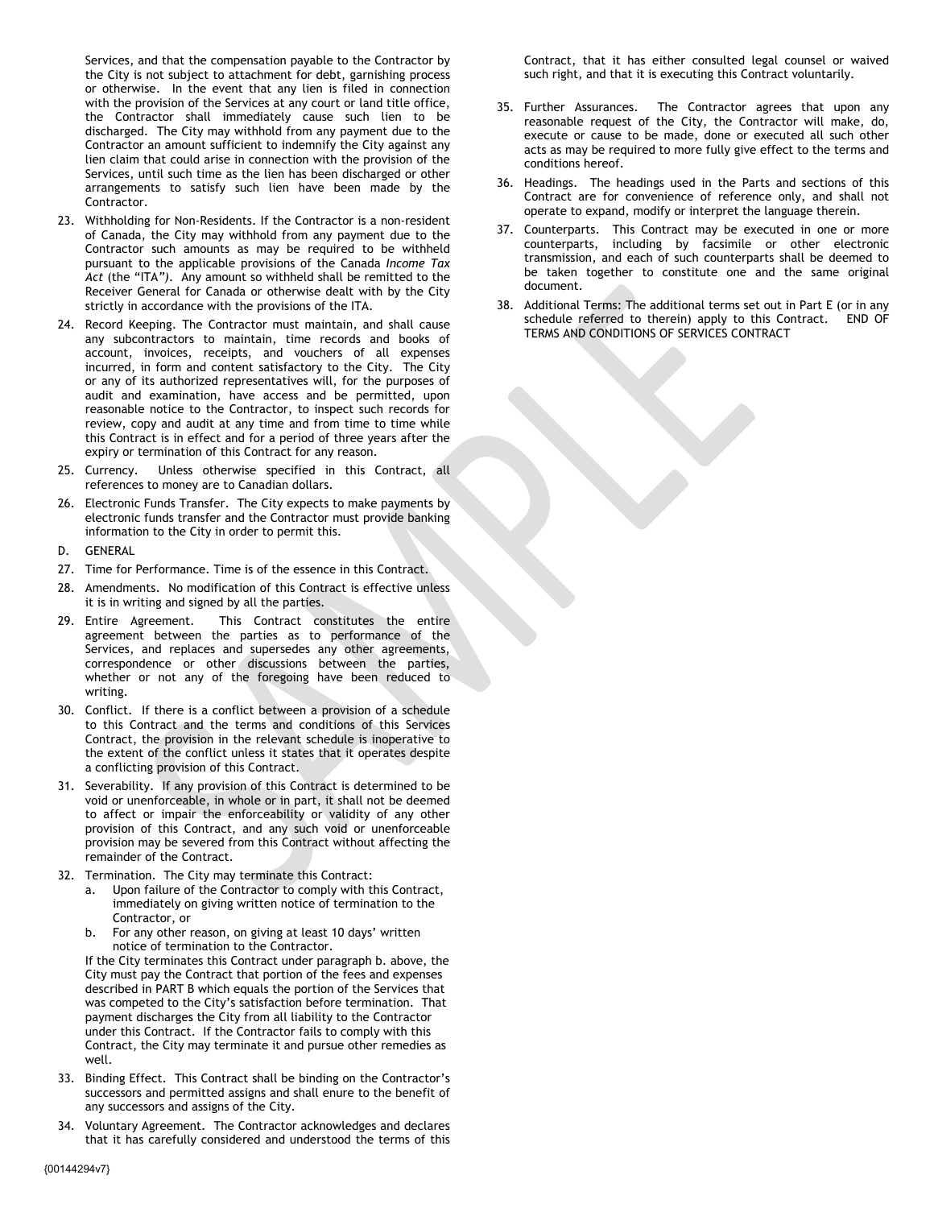Services, and that the compensation payable to the Contractor by the City is not subject to attachment for debt, garnishing process or otherwise. In the event that any lien is filed in connection with the provision of the Services at any court or land title office, the Contractor shall immediately cause such lien to be discharged. The City may withhold from any payment due to the Contractor an amount sufficient to indemnify the City against any lien claim that could arise in connection with the provision of the Services, until such time as the lien has been discharged or other arrangements to satisfy such lien have been made by the Contractor.

23. Withholding for Non-Residents. If the Contractor is a non-resident of Canada, the City may withhold from any payment due to the Contractor such amounts as may be required to be withheld pursuant to the applicable provisions of the Canada *Income Tax Act* (the "ITA"). Any amount so withheld shall be remitted to the Receiver General for Canada or otherwise dealt with by the City strictly in accordance with the provisions of the ITA.
24. Record Keeping. The Contractor must maintain, and shall cause any subcontractors to maintain, time records and books of account, invoices, receipts, and vouchers of all expenses incurred, in form and content satisfactory to the City. The City or any of its authorized representatives will, for the purposes of audit and examination, have access and be permitted, upon reasonable notice to the Contractor, to inspect such records for review, copy and audit at any time and from time to time while this Contract is in effect and for a period of three years after the expiry or termination of this Contract for any reason.
25. Currency. Unless otherwise specified in this Contract, all references to money are to Canadian dollars.
26. Electronic Funds Transfer. The City expects to make payments by electronic funds transfer and the Contractor must provide banking information to the City in order to permit this.

D. GENERAL

27. Time for Performance. Time is of the essence in this Contract.
28. Amendments. No modification of this Contract is effective unless it is in writing and signed by all the parties.
29. Entire Agreement. This Contract constitutes the entire agreement between the parties as to performance of the Services, and replaces and supersedes any other agreements, correspondence or other discussions between the parties, whether or not any of the foregoing have been reduced to writing.
30. Conflict. If there is a conflict between a provision of a schedule to this Contract and the terms and conditions of this Services Contract, the provision in the relevant schedule is inoperative to the extent of the conflict unless it states that it operates despite a conflicting provision of this Contract.
31. Severability. If any provision of this Contract is determined to be void or unenforceable, in whole or in part, it shall not be deemed to affect or impair the enforceability or validity of any other provision of this Contract, and any such void or unenforceable provision may be severed from this Contract without affecting the remainder of the Contract.
32. Termination. The City may terminate this Contract:
    a. Upon failure of the Contractor to comply with this Contract, immediately on giving written notice of termination to the Contractor, or
    b. For any other reason, on giving at least 10 days' written notice of termination to the Contractor.

    If the City terminates this Contract under paragraph b. above, the City must pay the Contract that portion of the fees and expenses described in PART B which equals the portion of the Services that was competed to the City's satisfaction before termination. That payment discharges the City from all liability to the Contractor under this Contract. If the Contractor fails to comply with this Contract, the City may terminate it and pursue other remedies as well.
33. Binding Effect. This Contract shall be binding on the Contractor's successors and permitted assigns and shall enure to the benefit of any successors and assigns of the City.
34. Voluntary Agreement. The Contractor acknowledges and declares that it has carefully considered and understood the terms of this Contract, that it has either consulted legal counsel or waived such right, and that it is executing this Contract voluntarily.
35. Further Assurances. The Contractor agrees that upon any reasonable request of the City, the Contractor will make, do, execute or cause to be made, done or executed all such other acts as may be required to more fully give effect to the terms and conditions hereof.
36. Headings. The headings used in the Parts and sections of this Contract are for convenience of reference only, and shall not operate to expand, modify or interpret the language therein.
37. Counterparts. This Contract may be executed in one or more counterparts, including by facsimile or other electronic transmission, and each of such counterparts shall be deemed to be taken together to constitute one and the same original document.
38. Additional Terms: The additional terms set out in Part E (or in any schedule referred to therein) apply to this Contract. END OF TERMS AND CONDITIONS OF SERVICES CONTRACT

{00144294v7}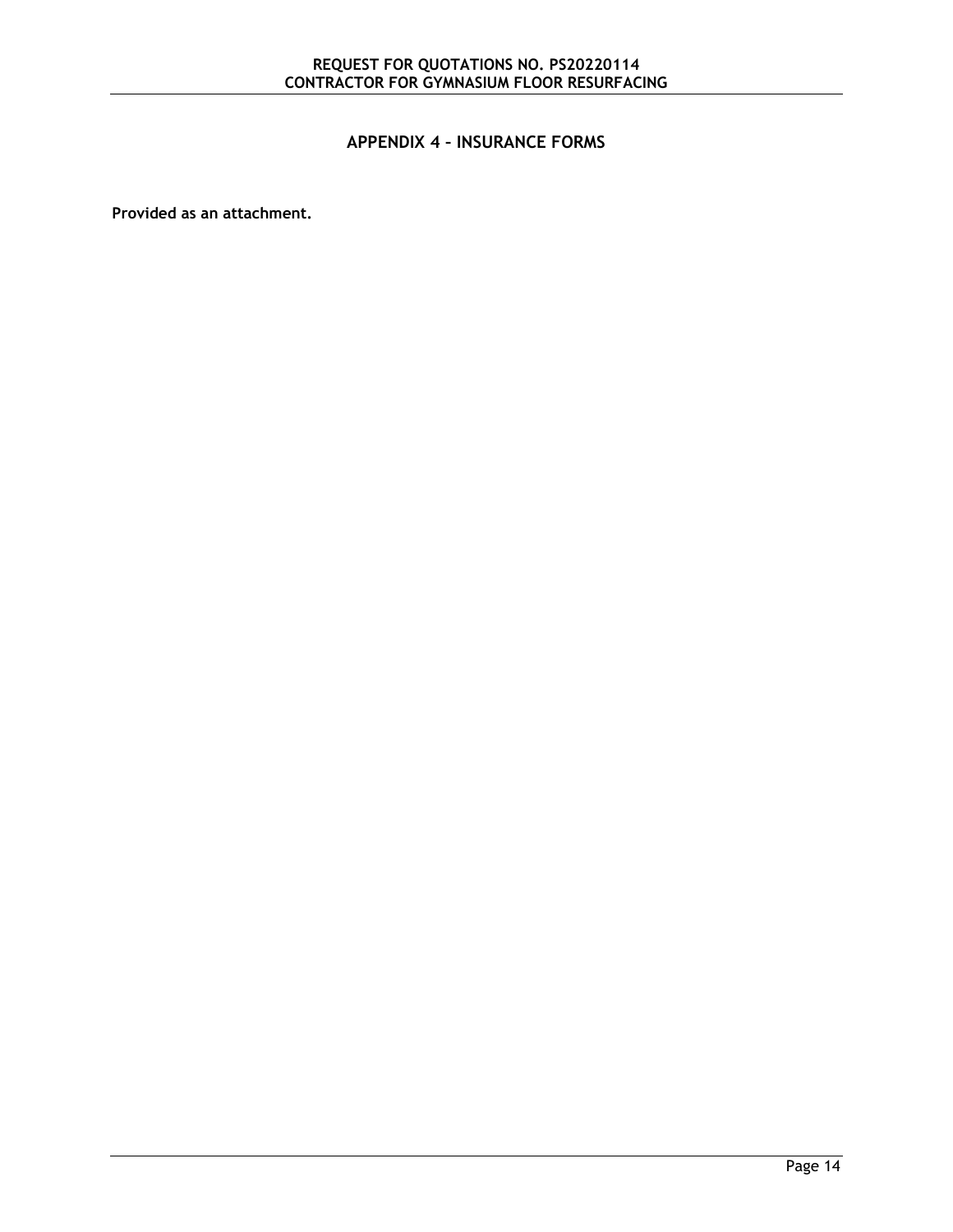## APPENDIX 4 – INSURANCE FORMS

**Provided as an attachment.**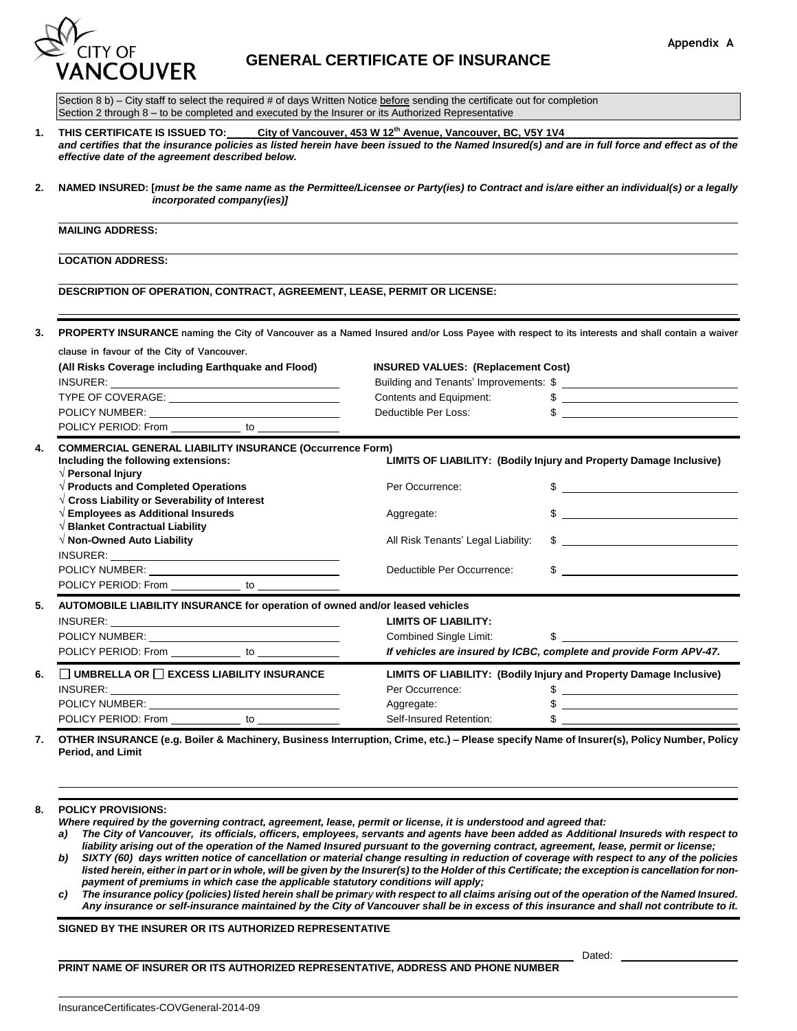Appendix A

CITY OF VANCOUVER

# GENERAL CERTIFICATE OF INSURANCE

Section 8 b) – City staff to select the required # of days Written Notice before sending the certificate out for completion
Section 2 through 8 – to be completed and executed by the Insurer or its Authorized Representative

**1. THIS CERTIFICATE IS ISSUED TO:** **City of Vancouver, 453 W 12th Avenue, Vancouver, BC, V5Y 1V4**
***and certifies that the insurance policies as listed herein have been issued to the Named Insured(s) and are in full force and effect as of the effective date of the agreement described below.***

**2. NAMED INSURED: [*must be the same name as the Permittee/Licensee or Party(ies) to Contract and is/are either an individual(s) or a legally incorporated company(ies)]***

**MAILING ADDRESS:**

**LOCATION ADDRESS:**

**DESCRIPTION OF OPERATION, CONTRACT, AGREEMENT, LEASE, PERMIT OR LICENSE:**

**3. PROPERTY INSURANCE** naming the City of Vancouver as a Named Insured and/or Loss Payee with respect to its interests and shall contain a waiver clause in favour of the City of Vancouver.

| | |
|---|---|
| **(All Risks Coverage including Earthquake and Flood)** | **INSURED VALUES: (Replacement Cost)** |
| INSURER: | Building and Tenants' Improvements: $ |
| TYPE OF COVERAGE: | Contents and Equipment: $ |
| POLICY NUMBER: | Deductible Per Loss: $ |
| POLICY PERIOD: From ______ to ______ | |

**4. COMMERCIAL GENERAL LIABILITY INSURANCE (Occurrence Form)**

| | |
|---|---|
| **Including the following extensions:** | **LIMITS OF LIABILITY: (Bodily Injury and Property Damage Inclusive)** |
| √ **Personal Injury** | |
| √ **Products and Completed Operations** | Per Occurrence: $ |
| √ **Cross Liability or Severability of Interest** | |
| √ **Employees as Additional Insureds** | Aggregate: $ |
| √ **Blanket Contractual Liability** | |
| √ **Non-Owned Auto Liability** | All Risk Tenants' Legal Liability: $ |
| INSURER: | |
| POLICY NUMBER: | Deductible Per Occurrence: $ |
| POLICY PERIOD: From ______ to ______ | |

**5. AUTOMOBILE LIABILITY INSURANCE for operation of owned and/or leased vehicles**

| | |
|---|---|
| INSURER: | **LIMITS OF LIABILITY:** |
| POLICY NUMBER: | Combined Single Limit: $ |
| POLICY PERIOD: From ______ to ______ | ***If vehicles are insured by ICBC, complete and provide Form APV-47.*** |

**6. ☐ UMBRELLA OR ☐ EXCESS LIABILITY INSURANCE**

| | |
|---|---|
| | **LIMITS OF LIABILITY: (Bodily Injury and Property Damage Inclusive)** |
| INSURER: | Per Occurrence: $ |
| POLICY NUMBER: | Aggregate: $ |
| POLICY PERIOD: From ______ to ______ | Self-Insured Retention: $ |

**7. OTHER INSURANCE (e.g. Boiler & Machinery, Business Interruption, Crime, etc.) – Please specify Name of Insurer(s), Policy Number, Policy Period, and Limit**

**8. POLICY PROVISIONS:**
***Where required by the governing contract, agreement, lease, permit or license, it is understood and agreed that:***

***a) The City of Vancouver, its officials, officers, employees, servants and agents have been added as Additional Insureds with respect to liability arising out of the operation of the Named Insured pursuant to the governing contract, agreement, lease, permit or license;***

***b) SIXTY (60) days written notice of cancellation or material change resulting in reduction of coverage with respect to any of the policies listed herein, either in part or in whole, will be given by the Insurer(s) to the Holder of this Certificate; the exception is cancellation for non-payment of premiums in which case the applicable statutory conditions will apply;***

***c) The insurance policy (policies) listed herein shall be primary with respect to all claims arising out of the operation of the Named Insured. Any insurance or self-insurance maintained by the City of Vancouver shall be in excess of this insurance and shall not contribute to it.***

**SIGNED BY THE INSURER OR ITS AUTHORIZED REPRESENTATIVE**

Dated:

**PRINT NAME OF INSURER OR ITS AUTHORIZED REPRESENTATIVE, ADDRESS AND PHONE NUMBER**

InsuranceCertificates-COVGeneral-2014-09